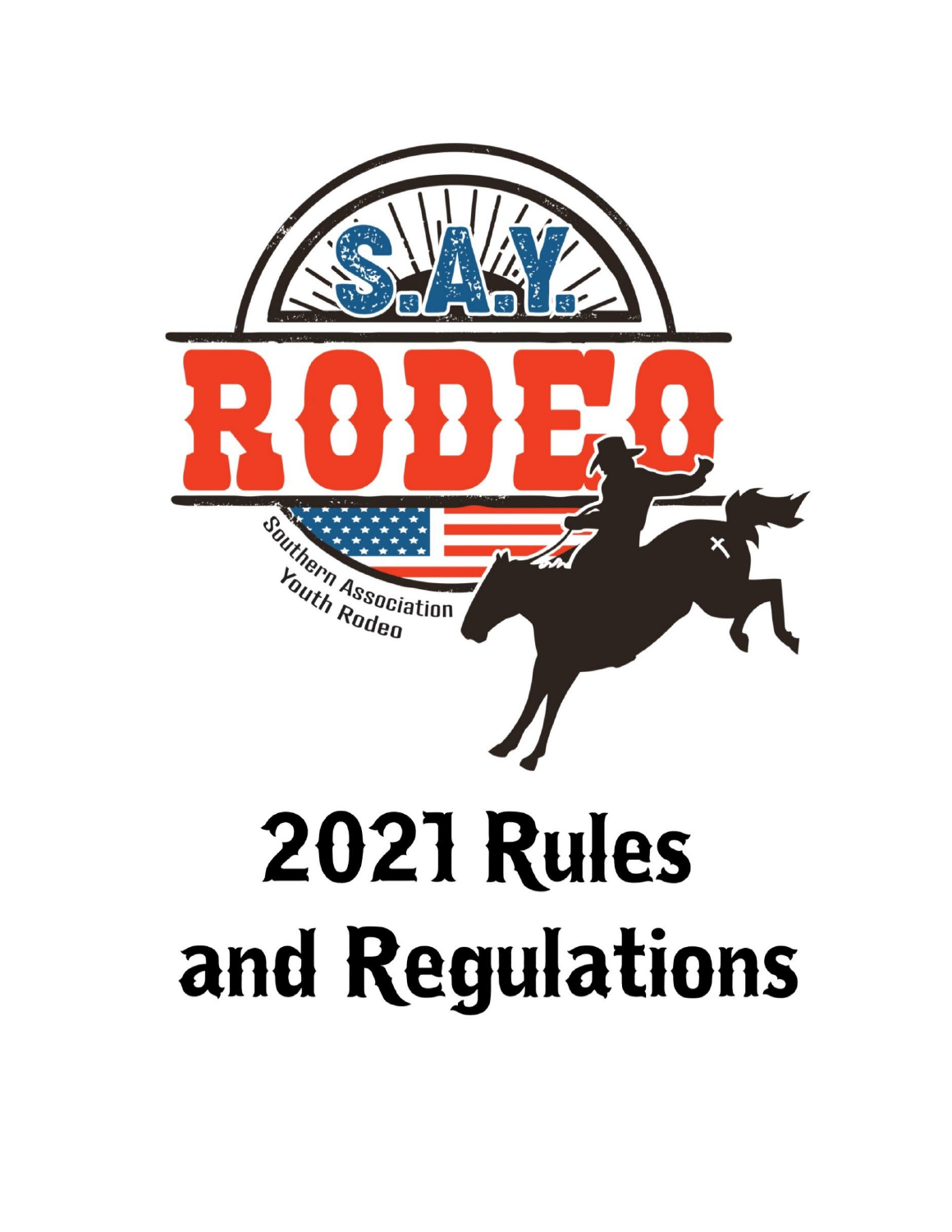S.A.Y.

RODEO

Southern Association Youth Rodeo

# 2021 Rules and Regulations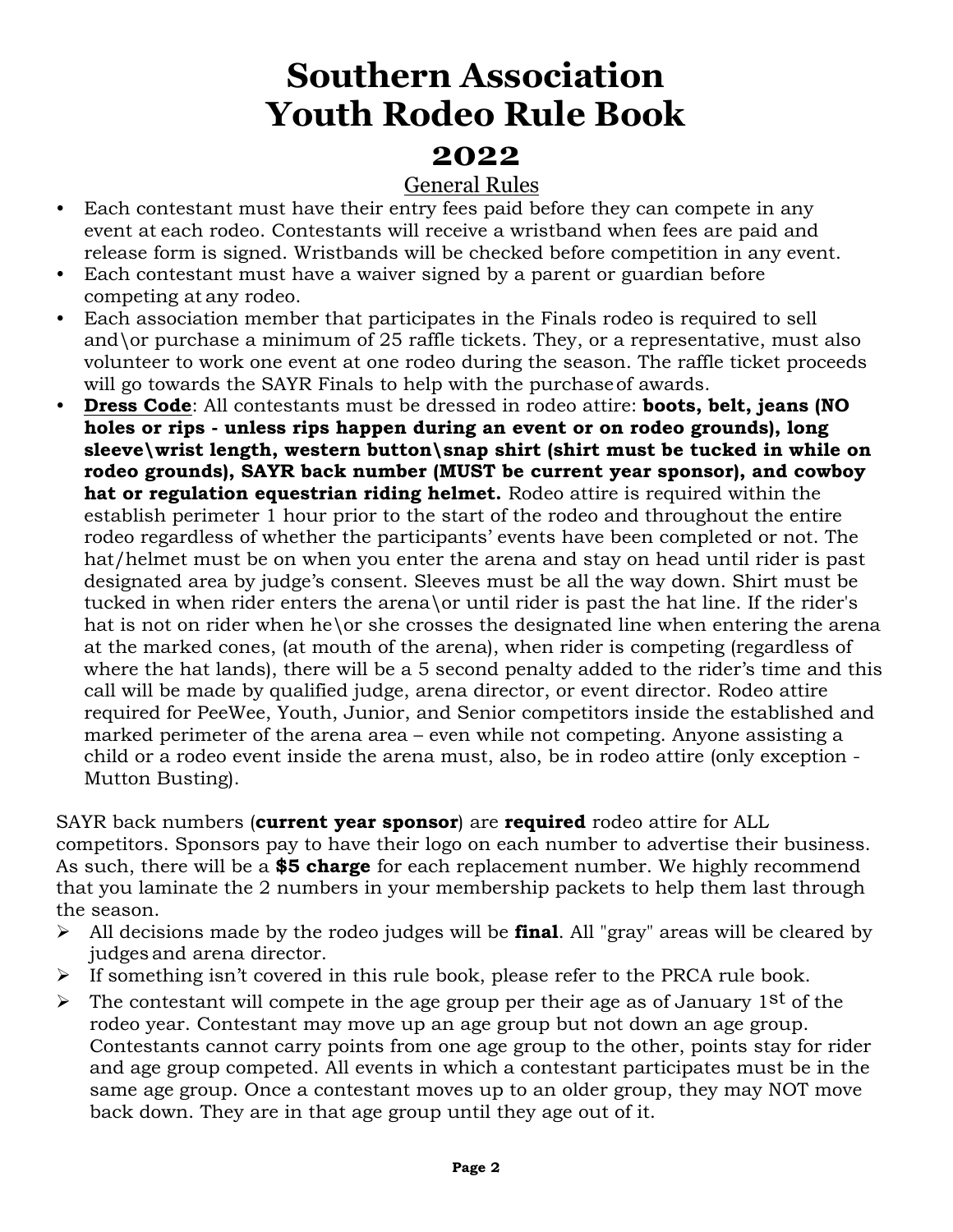# Southern Association Youth Rodeo Rule Book 2022

## General Rules

- Each contestant must have their entry fees paid before they can compete in any event at each rodeo. Contestants will receive a wristband when fees are paid and release form is signed. Wristbands will be checked before competition in any event.
- Each contestant must have a waiver signed by a parent or guardian before competing at any rodeo.
- Each association member that participates in the Finals rodeo is required to sell and\or purchase a minimum of 25 raffle tickets. They, or a representative, must also volunteer to work one event at one rodeo during the season. The raffle ticket proceeds will go towards the SAYR Finals to help with the purchase of awards.
- **<u>Dress Code</u>**: All contestants must be dressed in rodeo attire: **boots, belt, jeans (NO holes or rips - unless rips happen during an event or on rodeo grounds), long sleeve\wrist length, western button\snap shirt (shirt must be tucked in while on rodeo grounds), SAYR back number (MUST be current year sponsor), and cowboy hat or regulation equestrian riding helmet.** Rodeo attire is required within the establish perimeter 1 hour prior to the start of the rodeo and throughout the entire rodeo regardless of whether the participants' events have been completed or not. The hat/helmet must be on when you enter the arena and stay on head until rider is past designated area by judge's consent. Sleeves must be all the way down. Shirt must be tucked in when rider enters the arena\or until rider is past the hat line. If the rider's hat is not on rider when he\or she crosses the designated line when entering the arena at the marked cones, (at mouth of the arena), when rider is competing (regardless of where the hat lands), there will be a 5 second penalty added to the rider's time and this call will be made by qualified judge, arena director, or event director. Rodeo attire required for PeeWee, Youth, Junior, and Senior competitors inside the established and marked perimeter of the arena area – even while not competing. Anyone assisting a child or a rodeo event inside the arena must, also, be in rodeo attire (only exception - Mutton Busting).

SAYR back numbers (**current year sponsor**) are **required** rodeo attire for ALL competitors. Sponsors pay to have their logo on each number to advertise their business. As such, there will be a **$5 charge** for each replacement number. We highly recommend that you laminate the 2 numbers in your membership packets to help them last through the season.

- All decisions made by the rodeo judges will be **final**. All "gray" areas will be cleared by judges and arena director.
- If something isn't covered in this rule book, please refer to the PRCA rule book.
- The contestant will compete in the age group per their age as of January 1st of the rodeo year. Contestant may move up an age group but not down an age group. Contestants cannot carry points from one age group to the other, points stay for rider and age group competed. All events in which a contestant participates must be in the same age group. Once a contestant moves up to an older group, they may NOT move back down. They are in that age group until they age out of it.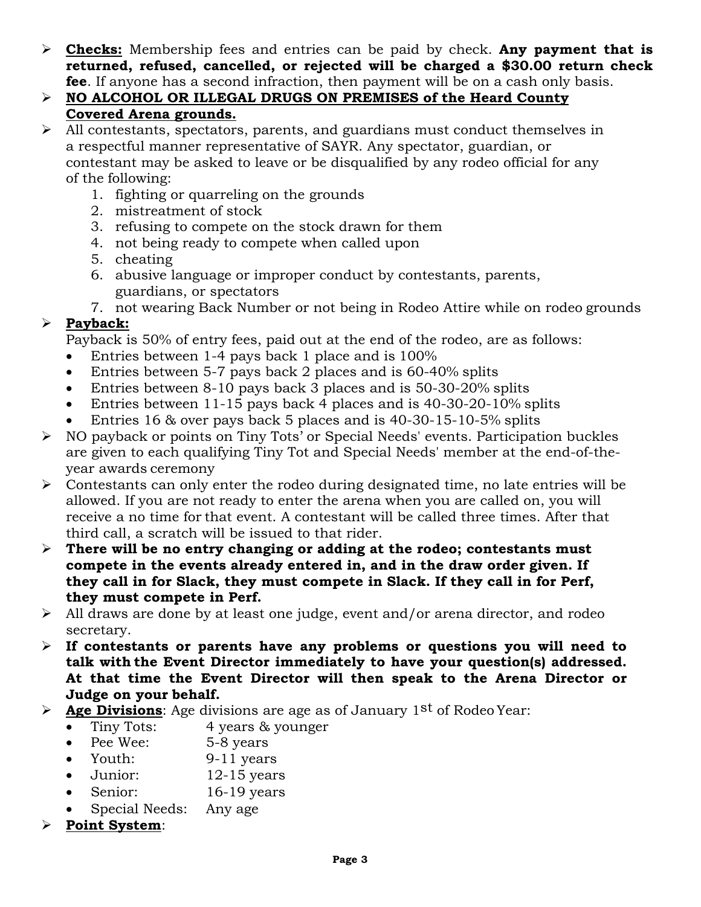- **Checks:** Membership fees and entries can be paid by check. **Any payment that is returned, refused, cancelled, or rejected will be charged a $30.00 return check fee**. If anyone has a second infraction, then payment will be on a cash only basis.
- **NO ALCOHOL OR ILLEGAL DRUGS ON PREMISES of the Heard County Covered Arena grounds.**
- All contestants, spectators, parents, and guardians must conduct themselves in a respectful manner representative of SAYR. Any spectator, guardian, or contestant may be asked to leave or be disqualified by any rodeo official for any of the following:
    1. fighting or quarreling on the grounds
    2. mistreatment of stock
    3. refusing to compete on the stock drawn for them
    4. not being ready to compete when called upon
    5. cheating
    6. abusive language or improper conduct by contestants, parents, guardians, or spectators
    7. not wearing Back Number or not being in Rodeo Attire while on rodeo grounds
- **Payback:**
  Payback is 50% of entry fees, paid out at the end of the rodeo, are as follows:
    - Entries between 1-4 pays back 1 place and is 100%
    - Entries between 5-7 pays back 2 places and is 60-40% splits
    - Entries between 8-10 pays back 3 places and is 50-30-20% splits
    - Entries between 11-15 pays back 4 places and is 40-30-20-10% splits
    - Entries 16 & over pays back 5 places and is 40-30-15-10-5% splits
- NO payback or points on Tiny Tots' or Special Needs' events. Participation buckles are given to each qualifying Tiny Tot and Special Needs' member at the end-of-the-year awards ceremony
- Contestants can only enter the rodeo during designated time, no late entries will be allowed. If you are not ready to enter the arena when you are called on, you will receive a no time for that event. A contestant will be called three times. After that third call, a scratch will be issued to that rider.
- **There will be no entry changing or adding at the rodeo; contestants must compete in the events already entered in, and in the draw order given. If they call in for Slack, they must compete in Slack. If they call in for Perf, they must compete in Perf.**
- All draws are done by at least one judge, event and/or arena director, and rodeo secretary.
- **If contestants or parents have any problems or questions you will need to talk with the Event Director immediately to have your question(s) addressed. At that time the Event Director will then speak to the Arena Director or Judge on your behalf.**
- **Age Divisions**: Age divisions are age as of January 1st of Rodeo Year:
    - Tiny Tots: 4 years & younger
    - Pee Wee: 5-8 years
    - Youth: 9-11 years
    - Junior: 12-15 years
    - Senior: 16-19 years
    - Special Needs: Any age
- **Point System**: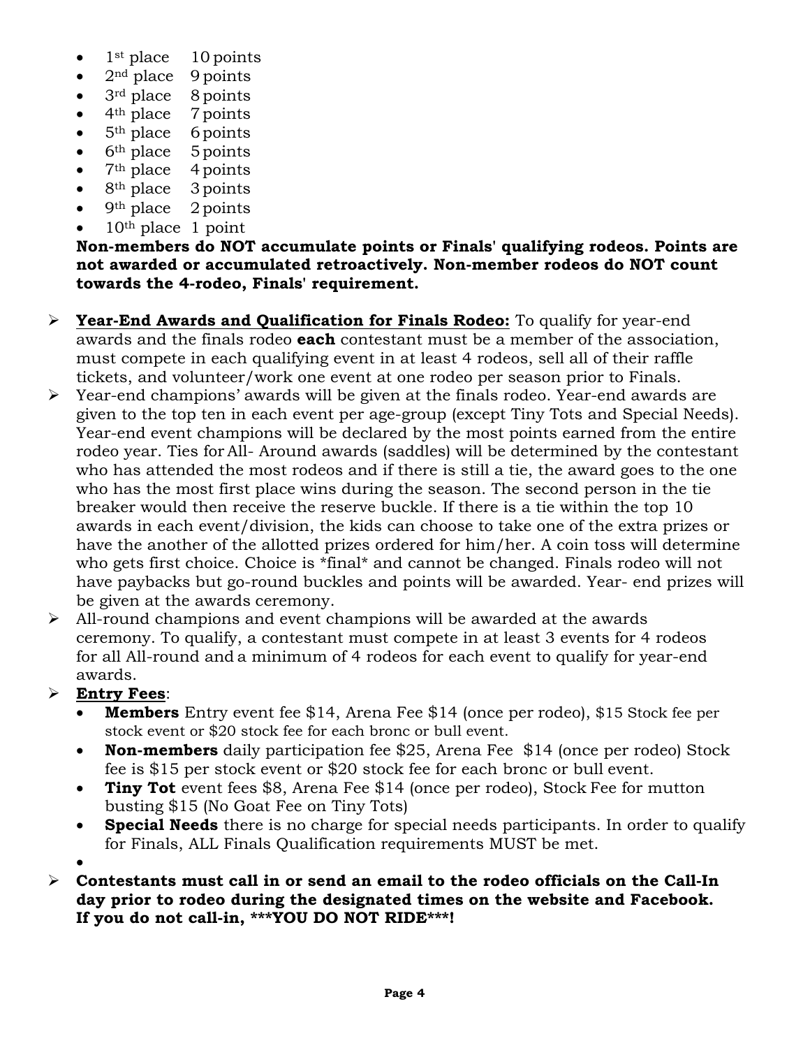- 1st place 10 points
- 2nd place 9 points
- 3rd place 8 points
- 4th place 7 points
- 5th place 6 points
- 6th place 5 points
- 7th place 4 points
- 8th place 3 points
- 9th place 2 points
- 10th place 1 point

**Non-members do NOT accumulate points or Finals' qualifying rodeos. Points are not awarded or accumulated retroactively. Non-member rodeos do NOT count towards the 4-rodeo, Finals' requirement.**

- **Year-End Awards and Qualification for Finals Rodeo:** To qualify for year-end awards and the finals rodeo **each** contestant must be a member of the association, must compete in each qualifying event in at least 4 rodeos, sell all of their raffle tickets, and volunteer/work one event at one rodeo per season prior to Finals.
- Year-end champions' awards will be given at the finals rodeo. Year-end awards are given to the top ten in each event per age-group (except Tiny Tots and Special Needs). Year-end event champions will be declared by the most points earned from the entire rodeo year. Ties for All- Around awards (saddles) will be determined by the contestant who has attended the most rodeos and if there is still a tie, the award goes to the one who has the most first place wins during the season. The second person in the tie breaker would then receive the reserve buckle. If there is a tie within the top 10 awards in each event/division, the kids can choose to take one of the extra prizes or have the another of the allotted prizes ordered for him/her. A coin toss will determine who gets first choice. Choice is *final* and cannot be changed. Finals rodeo will not have paybacks but go-round buckles and points will be awarded. Year- end prizes will be given at the awards ceremony.
- All-round champions and event champions will be awarded at the awards ceremony. To qualify, a contestant must compete in at least 3 events for 4 rodeos for all All-round and a minimum of 4 rodeos for each event to qualify for year-end awards.
- **Entry Fees**:
  - **Members** Entry event fee $14, Arena Fee $14 (once per rodeo), $15 Stock fee per stock event or $20 stock fee for each bronc or bull event.
  - **Non-members** daily participation fee $25, Arena Fee $14 (once per rodeo) Stock fee is $15 per stock event or $20 stock fee for each bronc or bull event.
  - **Tiny Tot** event fees $8, Arena Fee $14 (once per rodeo), Stock Fee for mutton busting $15 (No Goat Fee on Tiny Tots)
  - **Special Needs** there is no charge for special needs participants. In order to qualify for Finals, ALL Finals Qualification requirements MUST be met.
- **Contestants must call in or send an email to the rodeo officials on the Call-In day prior to rodeo during the designated times on the website and Facebook. If you do not call-in, ***YOU DO NOT RIDE***!**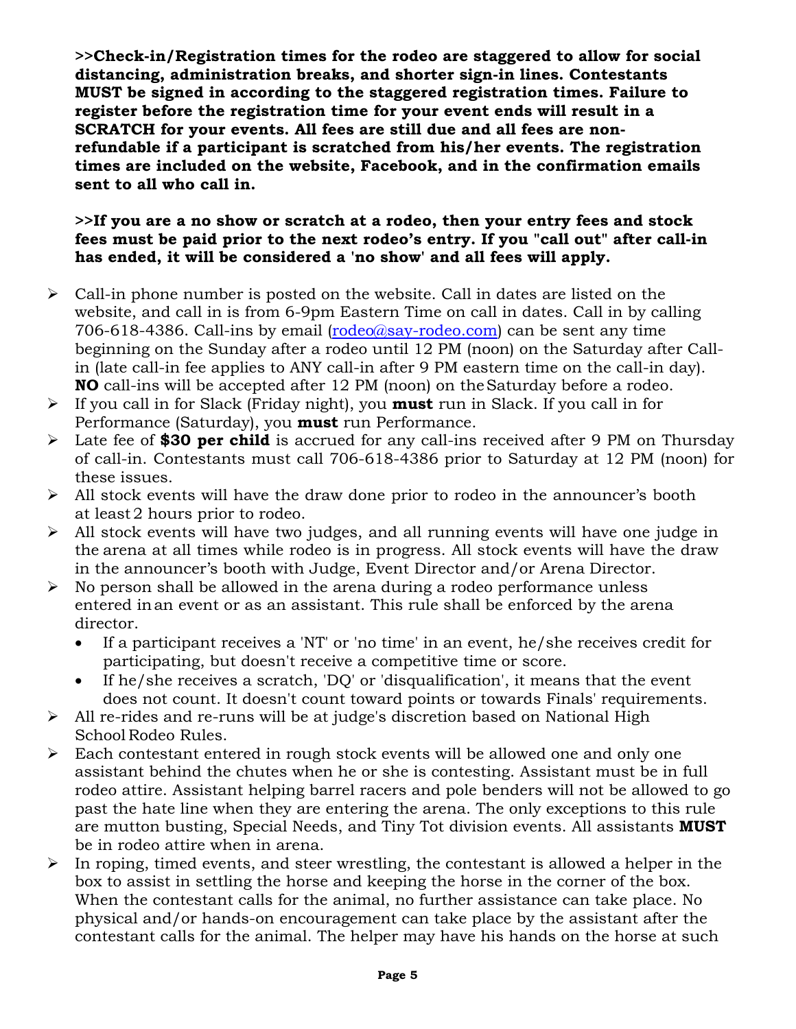**>>Check-in/Registration times for the rodeo are staggered to allow for social distancing, administration breaks, and shorter sign-in lines. Contestants MUST be signed in according to the staggered registration times. Failure to register before the registration time for your event ends will result in a SCRATCH for your events. All fees are still due and all fees are non-refundable if a participant is scratched from his/her events. The registration times are included on the website, Facebook, and in the confirmation emails sent to all who call in.**

**>>If you are a no show or scratch at a rodeo, then your entry fees and stock fees must be paid prior to the next rodeo's entry. If you "call out" after call-in has ended, it will be considered a 'no show' and all fees will apply.**

- Call-in phone number is posted on the website. Call in dates are listed on the website, and call in is from 6-9pm Eastern Time on call in dates. Call in by calling 706-618-4386. Call-ins by email (rodeo@say-rodeo.com) can be sent any time beginning on the Sunday after a rodeo until 12 PM (noon) on the Saturday after Call-in (late call-in fee applies to ANY call-in after 9 PM eastern time on the call-in day). **NO** call-ins will be accepted after 12 PM (noon) on the Saturday before a rodeo.
- If you call in for Slack (Friday night), you **must** run in Slack. If you call in for Performance (Saturday), you **must** run Performance.
- Late fee of **$30 per child** is accrued for any call-ins received after 9 PM on Thursday of call-in. Contestants must call 706-618-4386 prior to Saturday at 12 PM (noon) for these issues.
- All stock events will have the draw done prior to rodeo in the announcer's booth at least 2 hours prior to rodeo.
- All stock events will have two judges, and all running events will have one judge in the arena at all times while rodeo is in progress. All stock events will have the draw in the announcer's booth with Judge, Event Director and/or Arena Director.
- No person shall be allowed in the arena during a rodeo performance unless entered in an event or as an assistant. This rule shall be enforced by the arena director.
  - If a participant receives a 'NT' or 'no time' in an event, he/she receives credit for participating, but doesn't receive a competitive time or score.
  - If he/she receives a scratch, 'DQ' or 'disqualification', it means that the event does not count. It doesn't count toward points or towards Finals' requirements.
- All re-rides and re-runs will be at judge's discretion based on National High School Rodeo Rules.
- Each contestant entered in rough stock events will be allowed one and only one assistant behind the chutes when he or she is contesting. Assistant must be in full rodeo attire. Assistant helping barrel racers and pole benders will not be allowed to go past the hate line when they are entering the arena. The only exceptions to this rule are mutton busting, Special Needs, and Tiny Tot division events. All assistants **MUST** be in rodeo attire when in arena.
- In roping, timed events, and steer wrestling, the contestant is allowed a helper in the box to assist in settling the horse and keeping the horse in the corner of the box. When the contestant calls for the animal, no further assistance can take place. No physical and/or hands-on encouragement can take place by the assistant after the contestant calls for the animal. The helper may have his hands on the horse at such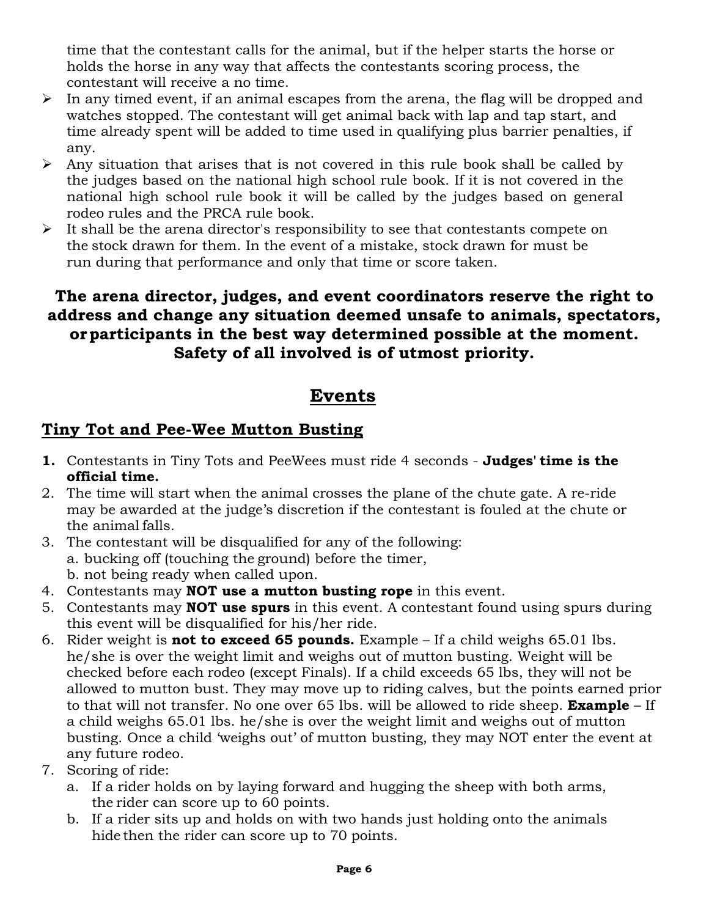time that the contestant calls for the animal, but if the helper starts the horse or holds the horse in any way that affects the contestants scoring process, the contestant will receive a no time.

- In any timed event, if an animal escapes from the arena, the flag will be dropped and watches stopped. The contestant will get animal back with lap and tap start, and time already spent will be added to time used in qualifying plus barrier penalties, if any.
- Any situation that arises that is not covered in this rule book shall be called by the judges based on the national high school rule book. If it is not covered in the national high school rule book it will be called by the judges based on general rodeo rules and the PRCA rule book.
- It shall be the arena director's responsibility to see that contestants compete on the stock drawn for them. In the event of a mistake, stock drawn for must be run during that performance and only that time or score taken.

**The arena director, judges, and event coordinators reserve the right to address and change any situation deemed unsafe to animals, spectators, or participants in the best way determined possible at the moment. Safety of all involved is of utmost priority.**

# Events

## Tiny Tot and Pee-Wee Mutton Busting

1. Contestants in Tiny Tots and PeeWees must ride 4 seconds - **Judges' time is the official time.**
2. The time will start when the animal crosses the plane of the chute gate. A re-ride may be awarded at the judge's discretion if the contestant is fouled at the chute or the animal falls.
3. The contestant will be disqualified for any of the following:
   a. bucking off (touching the ground) before the timer,
   b. not being ready when called upon.
4. Contestants may **NOT use a mutton busting rope** in this event.
5. Contestants may **NOT use spurs** in this event. A contestant found using spurs during this event will be disqualified for his/her ride.
6. Rider weight is **not to exceed 65 pounds.** Example – If a child weighs 65.01 lbs. he/she is over the weight limit and weighs out of mutton busting. Weight will be checked before each rodeo (except Finals). If a child exceeds 65 lbs, they will not be allowed to mutton bust. They may move up to riding calves, but the points earned prior to that will not transfer. No one over 65 lbs. will be allowed to ride sheep. **Example** – If a child weighs 65.01 lbs. he/she is over the weight limit and weighs out of mutton busting. Once a child 'weighs out' of mutton busting, they may NOT enter the event at any future rodeo.
7. Scoring of ride:
   a. If a rider holds on by laying forward and hugging the sheep with both arms, the rider can score up to 60 points.
   b. If a rider sits up and holds on with two hands just holding onto the animals hide then the rider can score up to 70 points.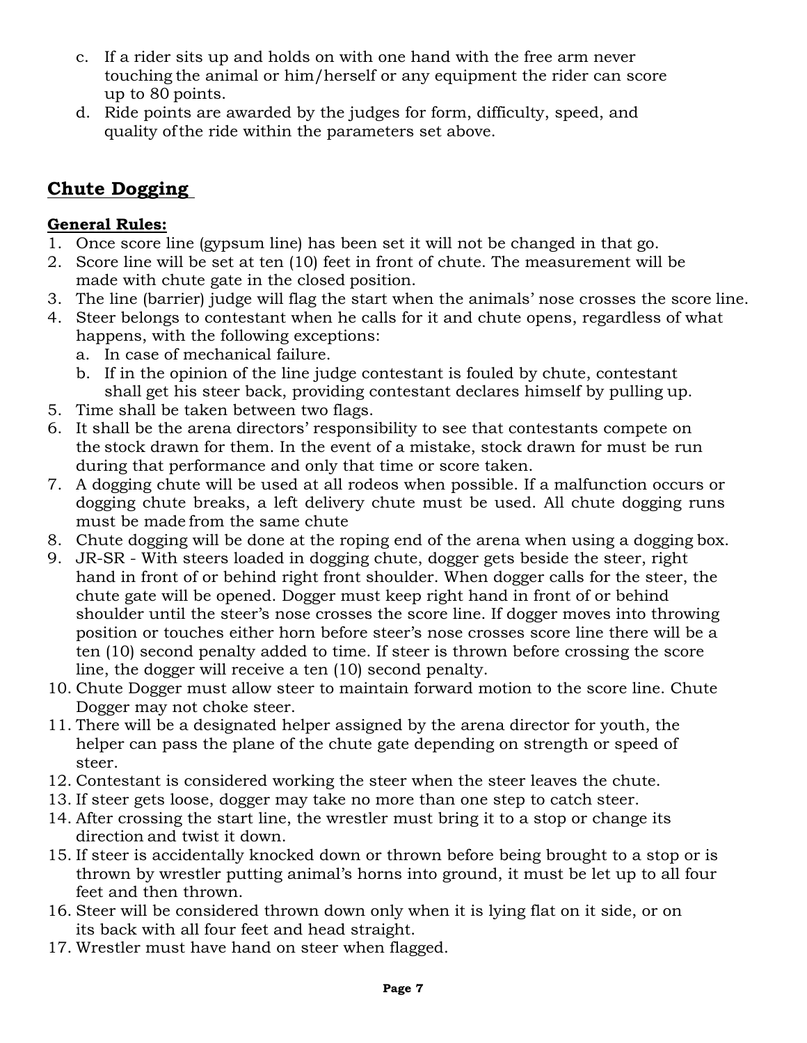c. If a rider sits up and holds on with one hand with the free arm never touching the animal or him/herself or any equipment the rider can score up to 80 points.
d. Ride points are awarded by the judges for form, difficulty, speed, and quality of the ride within the parameters set above.

## Chute Dogging

### General Rules:

1. Once score line (gypsum line) has been set it will not be changed in that go.
2. Score line will be set at ten (10) feet in front of chute. The measurement will be made with chute gate in the closed position.
3. The line (barrier) judge will flag the start when the animals' nose crosses the score line.
4. Steer belongs to contestant when he calls for it and chute opens, regardless of what happens, with the following exceptions:
   a. In case of mechanical failure.
   b. If in the opinion of the line judge contestant is fouled by chute, contestant shall get his steer back, providing contestant declares himself by pulling up.
5. Time shall be taken between two flags.
6. It shall be the arena directors' responsibility to see that contestants compete on the stock drawn for them. In the event of a mistake, stock drawn for must be run during that performance and only that time or score taken.
7. A dogging chute will be used at all rodeos when possible. If a malfunction occurs or dogging chute breaks, a left delivery chute must be used. All chute dogging runs must be made from the same chute
8. Chute dogging will be done at the roping end of the arena when using a dogging box.
9. JR-SR - With steers loaded in dogging chute, dogger gets beside the steer, right hand in front of or behind right front shoulder. When dogger calls for the steer, the chute gate will be opened. Dogger must keep right hand in front of or behind shoulder until the steer's nose crosses the score line. If dogger moves into throwing position or touches either horn before steer's nose crosses score line there will be a ten (10) second penalty added to time. If steer is thrown before crossing the score line, the dogger will receive a ten (10) second penalty.
10. Chute Dogger must allow steer to maintain forward motion to the score line. Chute Dogger may not choke steer.
11. There will be a designated helper assigned by the arena director for youth, the helper can pass the plane of the chute gate depending on strength or speed of steer.
12. Contestant is considered working the steer when the steer leaves the chute.
13. If steer gets loose, dogger may take no more than one step to catch steer.
14. After crossing the start line, the wrestler must bring it to a stop or change its direction and twist it down.
15. If steer is accidentally knocked down or thrown before being brought to a stop or is thrown by wrestler putting animal's horns into ground, it must be let up to all four feet and then thrown.
16. Steer will be considered thrown down only when it is lying flat on it side, or on its back with all four feet and head straight.
17. Wrestler must have hand on steer when flagged.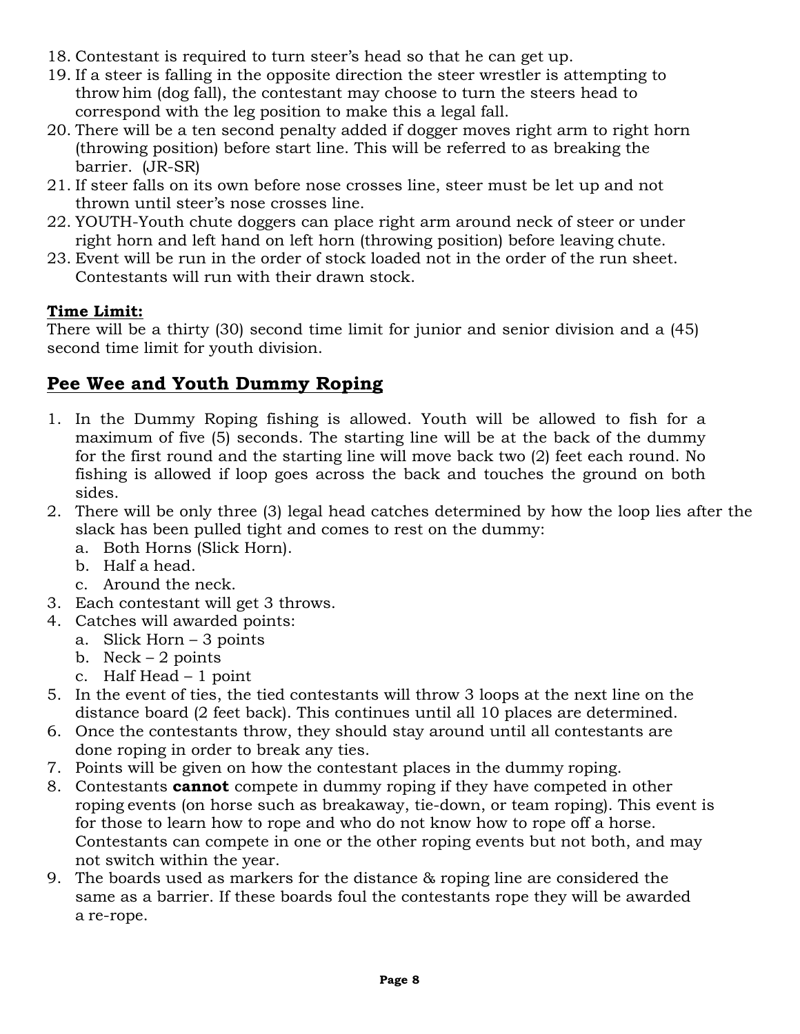18. Contestant is required to turn steer's head so that he can get up.
19. If a steer is falling in the opposite direction the steer wrestler is attempting to throw him (dog fall), the contestant may choose to turn the steers head to correspond with the leg position to make this a legal fall.
20. There will be a ten second penalty added if dogger moves right arm to right horn (throwing position) before start line. This will be referred to as breaking the barrier. (JR-SR)
21. If steer falls on its own before nose crosses line, steer must be let up and not thrown until steer's nose crosses line.
22. YOUTH-Youth chute doggers can place right arm around neck of steer or under right horn and left hand on left horn (throwing position) before leaving chute.
23. Event will be run in the order of stock loaded not in the order of the run sheet. Contestants will run with their drawn stock.

**Time Limit:**
There will be a thirty (30) second time limit for junior and senior division and a (45) second time limit for youth division.

## Pee Wee and Youth Dummy Roping

1. In the Dummy Roping fishing is allowed. Youth will be allowed to fish for a maximum of five (5) seconds. The starting line will be at the back of the dummy for the first round and the starting line will move back two (2) feet each round. No fishing is allowed if loop goes across the back and touches the ground on both sides.
2. There will be only three (3) legal head catches determined by how the loop lies after the slack has been pulled tight and comes to rest on the dummy:
   a. Both Horns (Slick Horn).
   b. Half a head.
   c. Around the neck.
3. Each contestant will get 3 throws.
4. Catches will awarded points:
   a. Slick Horn – 3 points
   b. Neck – 2 points
   c. Half Head – 1 point
5. In the event of ties, the tied contestants will throw 3 loops at the next line on the distance board (2 feet back). This continues until all 10 places are determined.
6. Once the contestants throw, they should stay around until all contestants are done roping in order to break any ties.
7. Points will be given on how the contestant places in the dummy roping.
8. Contestants **cannot** compete in dummy roping if they have competed in other roping events (on horse such as breakaway, tie-down, or team roping). This event is for those to learn how to rope and who do not know how to rope off a horse. Contestants can compete in one or the other roping events but not both, and may not switch within the year.
9. The boards used as markers for the distance & roping line are considered the same as a barrier. If these boards foul the contestants rope they will be awarded a re-rope.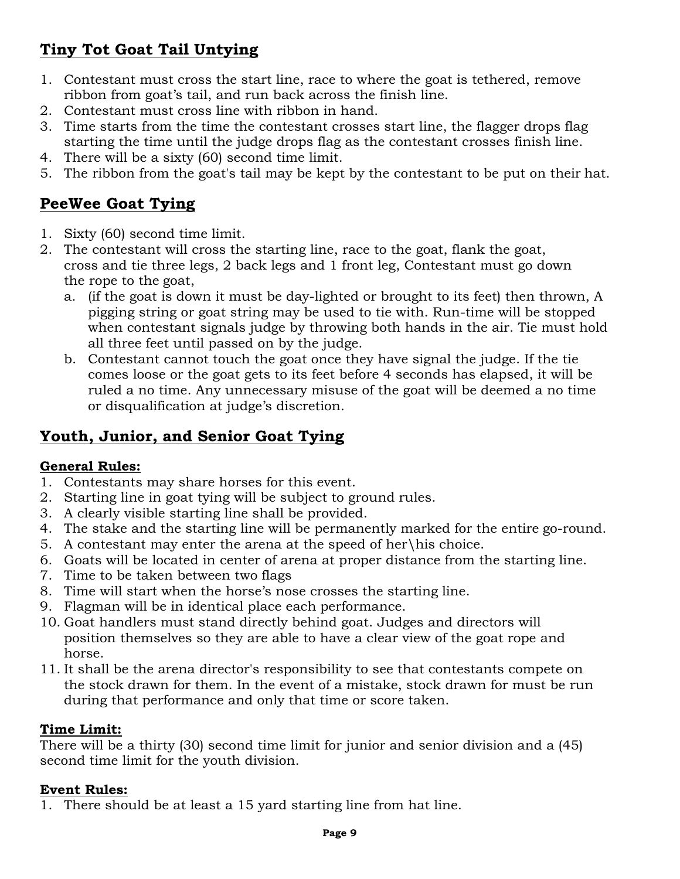## Tiny Tot Goat Tail Untying

1. Contestant must cross the start line, race to where the goat is tethered, remove ribbon from goat's tail, and run back across the finish line.
2. Contestant must cross line with ribbon in hand.
3. Time starts from the time the contestant crosses start line, the flagger drops flag starting the time until the judge drops flag as the contestant crosses finish line.
4. There will be a sixty (60) second time limit.
5. The ribbon from the goat's tail may be kept by the contestant to be put on their hat.

## PeeWee Goat Tying

1. Sixty (60) second time limit.
2. The contestant will cross the starting line, race to the goat, flank the goat, cross and tie three legs, 2 back legs and 1 front leg, Contestant must go down the rope to the goat,
   a. (if the goat is down it must be day-lighted or brought to its feet) then thrown, A pigging string or goat string may be used to tie with. Run-time will be stopped when contestant signals judge by throwing both hands in the air. Tie must hold all three feet until passed on by the judge.
   b. Contestant cannot touch the goat once they have signal the judge. If the tie comes loose or the goat gets to its feet before 4 seconds has elapsed, it will be ruled a no time. Any unnecessary misuse of the goat will be deemed a no time or disqualification at judge's discretion.

## Youth, Junior, and Senior Goat Tying

**General Rules:**

1. Contestants may share horses for this event.
2. Starting line in goat tying will be subject to ground rules.
3. A clearly visible starting line shall be provided.
4. The stake and the starting line will be permanently marked for the entire go-round.
5. A contestant may enter the arena at the speed of her\his choice.
6. Goats will be located in center of arena at proper distance from the starting line.
7. Time to be taken between two flags
8. Time will start when the horse's nose crosses the starting line.
9. Flagman will be in identical place each performance.
10. Goat handlers must stand directly behind goat. Judges and directors will position themselves so they are able to have a clear view of the goat rope and horse.
11. It shall be the arena director's responsibility to see that contestants compete on the stock drawn for them. In the event of a mistake, stock drawn for must be run during that performance and only that time or score taken.

**Time Limit:**

There will be a thirty (30) second time limit for junior and senior division and a (45) second time limit for the youth division.

**Event Rules:**

1. There should be at least a 15 yard starting line from hat line.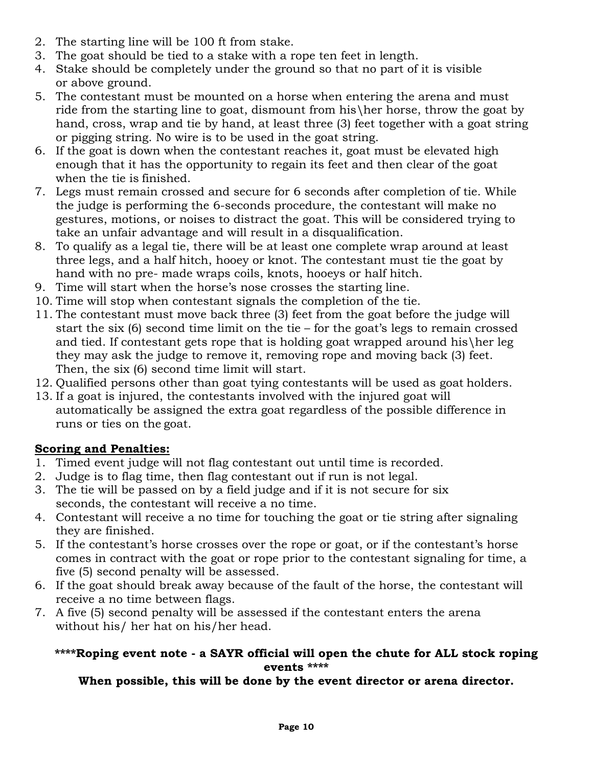2. The starting line will be 100 ft from stake.
3. The goat should be tied to a stake with a rope ten feet in length.
4. Stake should be completely under the ground so that no part of it is visible or above ground.
5. The contestant must be mounted on a horse when entering the arena and must ride from the starting line to goat, dismount from his\her horse, throw the goat by hand, cross, wrap and tie by hand, at least three (3) feet together with a goat string or pigging string. No wire is to be used in the goat string.
6. If the goat is down when the contestant reaches it, goat must be elevated high enough that it has the opportunity to regain its feet and then clear of the goat when the tie is finished.
7. Legs must remain crossed and secure for 6 seconds after completion of tie. While the judge is performing the 6-seconds procedure, the contestant will make no gestures, motions, or noises to distract the goat. This will be considered trying to take an unfair advantage and will result in a disqualification.
8. To qualify as a legal tie, there will be at least one complete wrap around at least three legs, and a half hitch, hooey or knot. The contestant must tie the goat by hand with no pre- made wraps coils, knots, hooeys or half hitch.
9. Time will start when the horse's nose crosses the starting line.
10. Time will stop when contestant signals the completion of the tie.
11. The contestant must move back three (3) feet from the goat before the judge will start the six (6) second time limit on the tie – for the goat's legs to remain crossed and tied. If contestant gets rope that is holding goat wrapped around his\her leg they may ask the judge to remove it, removing rope and moving back (3) feet. Then, the six (6) second time limit will start.
12. Qualified persons other than goat tying contestants will be used as goat holders.
13. If a goat is injured, the contestants involved with the injured goat will automatically be assigned the extra goat regardless of the possible difference in runs or ties on the goat.

**Scoring and Penalties:**

1. Timed event judge will not flag contestant out until time is recorded.
2. Judge is to flag time, then flag contestant out if run is not legal.
3. The tie will be passed on by a field judge and if it is not secure for six seconds, the contestant will receive a no time.
4. Contestant will receive a no time for touching the goat or tie string after signaling they are finished.
5. If the contestant's horse crosses over the rope or goat, or if the contestant's horse comes in contract with the goat or rope prior to the contestant signaling for time, a five (5) second penalty will be assessed.
6. If the goat should break away because of the fault of the horse, the contestant will receive a no time between flags.
7. A five (5) second penalty will be assessed if the contestant enters the arena without his/ her hat on his/her head.

**\*\*\*\*Roping event note - a SAYR official will open the chute for ALL stock roping events \*\*\*\***

**When possible, this will be done by the event director or arena director.**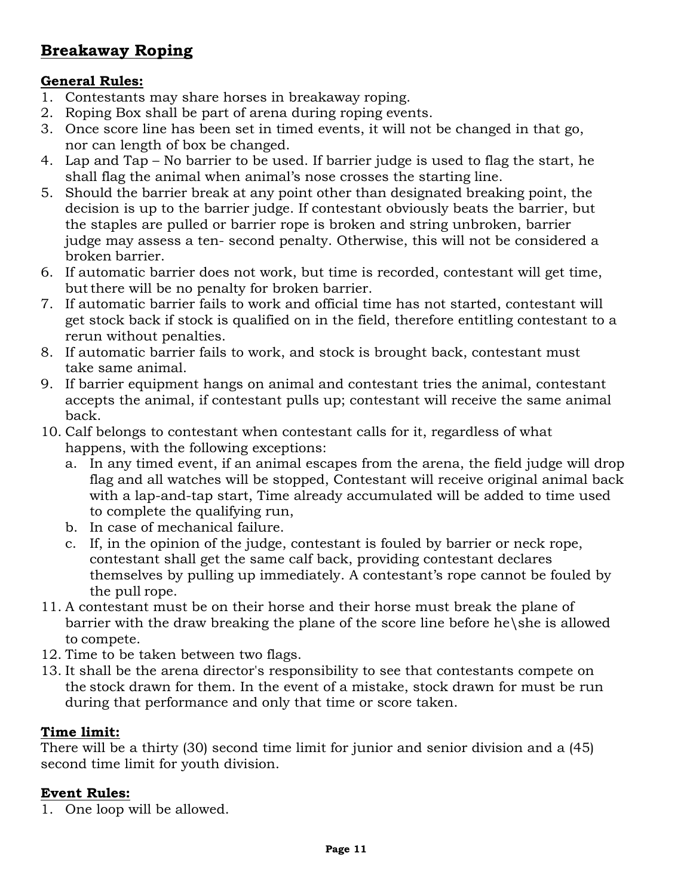## Breakaway Roping

### General Rules:

1. Contestants may share horses in breakaway roping.
2. Roping Box shall be part of arena during roping events.
3. Once score line has been set in timed events, it will not be changed in that go, nor can length of box be changed.
4. Lap and Tap – No barrier to be used. If barrier judge is used to flag the start, he shall flag the animal when animal's nose crosses the starting line.
5. Should the barrier break at any point other than designated breaking point, the decision is up to the barrier judge. If contestant obviously beats the barrier, but the staples are pulled or barrier rope is broken and string unbroken, barrier judge may assess a ten- second penalty. Otherwise, this will not be considered a broken barrier.
6. If automatic barrier does not work, but time is recorded, contestant will get time, but there will be no penalty for broken barrier.
7. If automatic barrier fails to work and official time has not started, contestant will get stock back if stock is qualified on in the field, therefore entitling contestant to a rerun without penalties.
8. If automatic barrier fails to work, and stock is brought back, contestant must take same animal.
9. If barrier equipment hangs on animal and contestant tries the animal, contestant accepts the animal, if contestant pulls up; contestant will receive the same animal back.
10. Calf belongs to contestant when contestant calls for it, regardless of what happens, with the following exceptions:
    a. In any timed event, if an animal escapes from the arena, the field judge will drop flag and all watches will be stopped, Contestant will receive original animal back with a lap-and-tap start, Time already accumulated will be added to time used to complete the qualifying run,
    b. In case of mechanical failure.
    c. If, in the opinion of the judge, contestant is fouled by barrier or neck rope, contestant shall get the same calf back, providing contestant declares themselves by pulling up immediately. A contestant's rope cannot be fouled by the pull rope.
11. A contestant must be on their horse and their horse must break the plane of barrier with the draw breaking the plane of the score line before he\she is allowed to compete.
12. Time to be taken between two flags.
13. It shall be the arena director's responsibility to see that contestants compete on the stock drawn for them. In the event of a mistake, stock drawn for must be run during that performance and only that time or score taken.

### Time limit:

There will be a thirty (30) second time limit for junior and senior division and a (45) second time limit for youth division.

### Event Rules:

1. One loop will be allowed.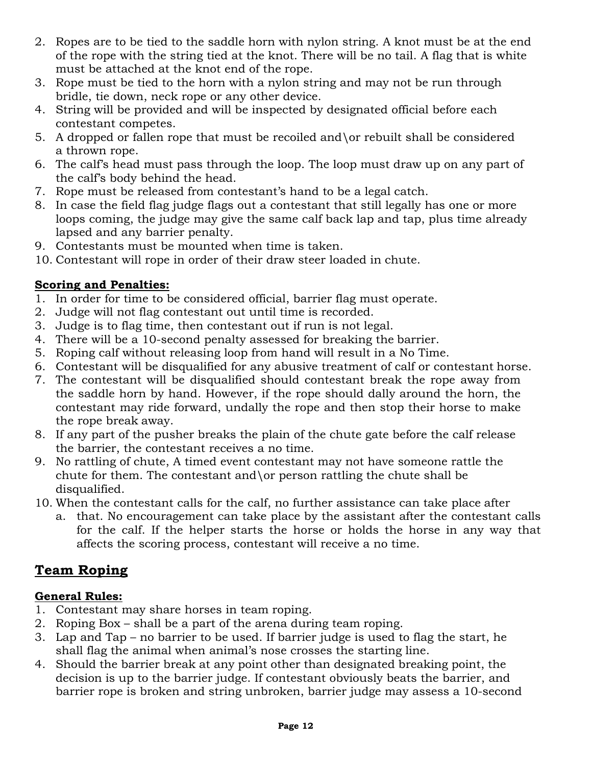2. Ropes are to be tied to the saddle horn with nylon string. A knot must be at the end of the rope with the string tied at the knot. There will be no tail. A flag that is white must be attached at the knot end of the rope.
3. Rope must be tied to the horn with a nylon string and may not be run through bridle, tie down, neck rope or any other device.
4. String will be provided and will be inspected by designated official before each contestant competes.
5. A dropped or fallen rope that must be recoiled and\or rebuilt shall be considered a thrown rope.
6. The calf's head must pass through the loop. The loop must draw up on any part of the calf's body behind the head.
7. Rope must be released from contestant's hand to be a legal catch.
8. In case the field flag judge flags out a contestant that still legally has one or more loops coming, the judge may give the same calf back lap and tap, plus time already lapsed and any barrier penalty.
9. Contestants must be mounted when time is taken.
10. Contestant will rope in order of their draw steer loaded in chute.

**Scoring and Penalties:**

1. In order for time to be considered official, barrier flag must operate.
2. Judge will not flag contestant out until time is recorded.
3. Judge is to flag time, then contestant out if run is not legal.
4. There will be a 10-second penalty assessed for breaking the barrier.
5. Roping calf without releasing loop from hand will result in a No Time.
6. Contestant will be disqualified for any abusive treatment of calf or contestant horse.
7. The contestant will be disqualified should contestant break the rope away from the saddle horn by hand. However, if the rope should dally around the horn, the contestant may ride forward, undally the rope and then stop their horse to make the rope break away.
8. If any part of the pusher breaks the plain of the chute gate before the calf release the barrier, the contestant receives a no time.
9. No rattling of chute, A timed event contestant may not have someone rattle the chute for them. The contestant and\or person rattling the chute shall be disqualified.
10. When the contestant calls for the calf, no further assistance can take place after
    a. that. No encouragement can take place by the assistant after the contestant calls for the calf. If the helper starts the horse or holds the horse in any way that affects the scoring process, contestant will receive a no time.

## Team Roping

**General Rules:**

1. Contestant may share horses in team roping.
2. Roping Box – shall be a part of the arena during team roping.
3. Lap and Tap – no barrier to be used. If barrier judge is used to flag the start, he shall flag the animal when animal's nose crosses the starting line.
4. Should the barrier break at any point other than designated breaking point, the decision is up to the barrier judge. If contestant obviously beats the barrier, and barrier rope is broken and string unbroken, barrier judge may assess a 10-second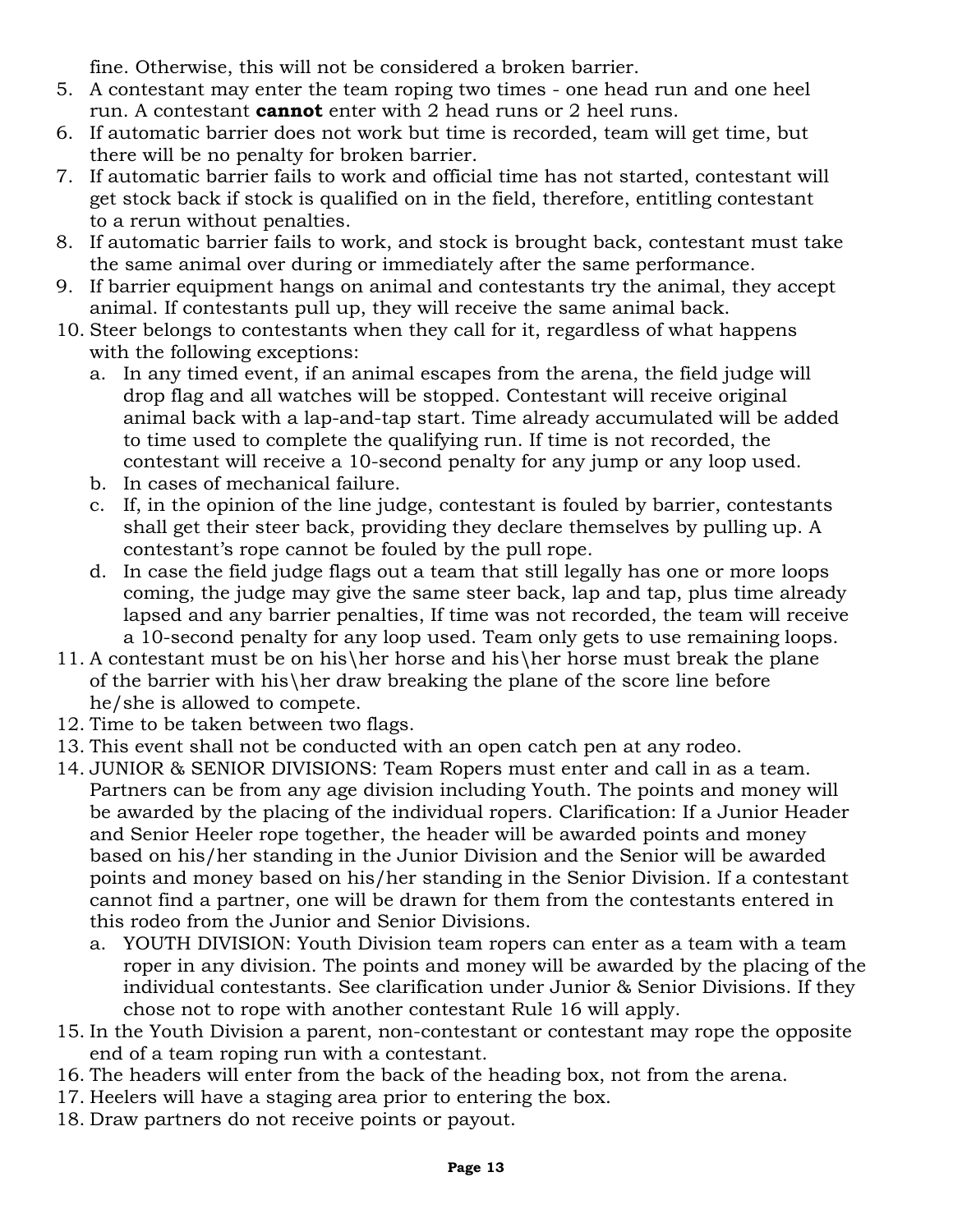fine. Otherwise, this will not be considered a broken barrier.

5. A contestant may enter the team roping two times - one head run and one heel run. A contestant **cannot** enter with 2 head runs or 2 heel runs.
6. If automatic barrier does not work but time is recorded, team will get time, but there will be no penalty for broken barrier.
7. If automatic barrier fails to work and official time has not started, contestant will get stock back if stock is qualified on in the field, therefore, entitling contestant to a rerun without penalties.
8. If automatic barrier fails to work, and stock is brought back, contestant must take the same animal over during or immediately after the same performance.
9. If barrier equipment hangs on animal and contestants try the animal, they accept animal. If contestants pull up, they will receive the same animal back.
10. Steer belongs to contestants when they call for it, regardless of what happens with the following exceptions:
    a. In any timed event, if an animal escapes from the arena, the field judge will drop flag and all watches will be stopped. Contestant will receive original animal back with a lap-and-tap start. Time already accumulated will be added to time used to complete the qualifying run. If time is not recorded, the contestant will receive a 10-second penalty for any jump or any loop used.
    b. In cases of mechanical failure.
    c. If, in the opinion of the line judge, contestant is fouled by barrier, contestants shall get their steer back, providing they declare themselves by pulling up. A contestant's rope cannot be fouled by the pull rope.
    d. In case the field judge flags out a team that still legally has one or more loops coming, the judge may give the same steer back, lap and tap, plus time already lapsed and any barrier penalties, If time was not recorded, the team will receive a 10-second penalty for any loop used. Team only gets to use remaining loops.
11. A contestant must be on his\her horse and his\her horse must break the plane of the barrier with his\her draw breaking the plane of the score line before he/she is allowed to compete.
12. Time to be taken between two flags.
13. This event shall not be conducted with an open catch pen at any rodeo.
14. JUNIOR & SENIOR DIVISIONS: Team Ropers must enter and call in as a team. Partners can be from any age division including Youth. The points and money will be awarded by the placing of the individual ropers. Clarification: If a Junior Header and Senior Heeler rope together, the header will be awarded points and money based on his/her standing in the Junior Division and the Senior will be awarded points and money based on his/her standing in the Senior Division. If a contestant cannot find a partner, one will be drawn for them from the contestants entered in this rodeo from the Junior and Senior Divisions.
    a. YOUTH DIVISION: Youth Division team ropers can enter as a team with a team roper in any division. The points and money will be awarded by the placing of the individual contestants. See clarification under Junior & Senior Divisions. If they chose not to rope with another contestant Rule 16 will apply.
15. In the Youth Division a parent, non-contestant or contestant may rope the opposite end of a team roping run with a contestant.
16. The headers will enter from the back of the heading box, not from the arena.
17. Heelers will have a staging area prior to entering the box.
18. Draw partners do not receive points or payout.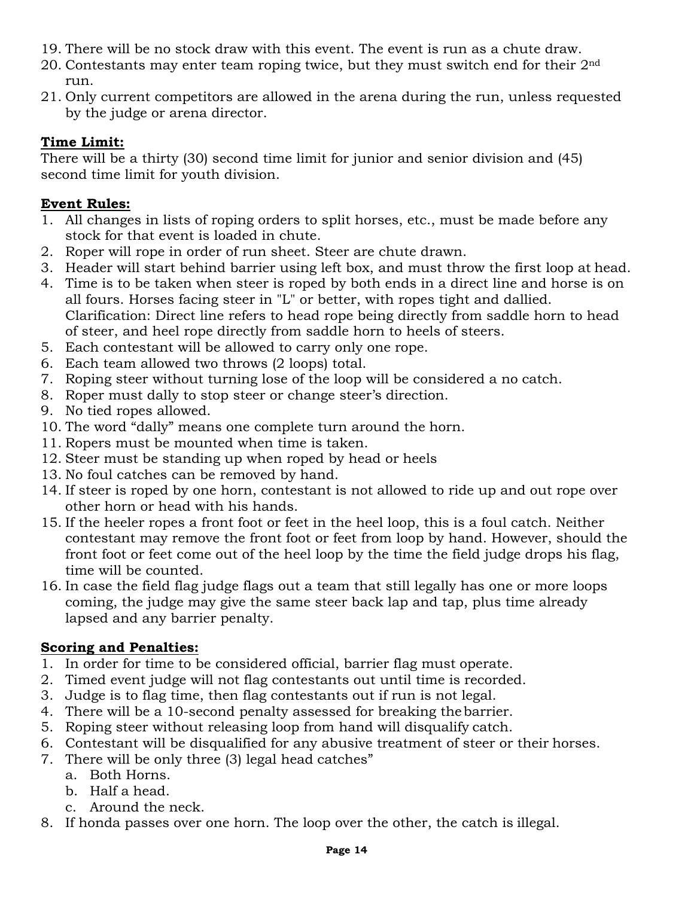19. There will be no stock draw with this event. The event is run as a chute draw.
20. Contestants may enter team roping twice, but they must switch end for their 2nd run.
21. Only current competitors are allowed in the arena during the run, unless requested by the judge or arena director.

**Time Limit:**

There will be a thirty (30) second time limit for junior and senior division and (45) second time limit for youth division.

**Event Rules:**

1. All changes in lists of roping orders to split horses, etc., must be made before any stock for that event is loaded in chute.
2. Roper will rope in order of run sheet. Steer are chute drawn.
3. Header will start behind barrier using left box, and must throw the first loop at head.
4. Time is to be taken when steer is roped by both ends in a direct line and horse is on all fours. Horses facing steer in "L" or better, with ropes tight and dallied. Clarification: Direct line refers to head rope being directly from saddle horn to head of steer, and heel rope directly from saddle horn to heels of steers.
5. Each contestant will be allowed to carry only one rope.
6. Each team allowed two throws (2 loops) total.
7. Roping steer without turning lose of the loop will be considered a no catch.
8. Roper must dally to stop steer or change steer's direction.
9. No tied ropes allowed.
10. The word "dally" means one complete turn around the horn.
11. Ropers must be mounted when time is taken.
12. Steer must be standing up when roped by head or heels
13. No foul catches can be removed by hand.
14. If steer is roped by one horn, contestant is not allowed to ride up and out rope over other horn or head with his hands.
15. If the heeler ropes a front foot or feet in the heel loop, this is a foul catch. Neither contestant may remove the front foot or feet from loop by hand. However, should the front foot or feet come out of the heel loop by the time the field judge drops his flag, time will be counted.
16. In case the field flag judge flags out a team that still legally has one or more loops coming, the judge may give the same steer back lap and tap, plus time already lapsed and any barrier penalty.

**Scoring and Penalties:**

1. In order for time to be considered official, barrier flag must operate.
2. Timed event judge will not flag contestants out until time is recorded.
3. Judge is to flag time, then flag contestants out if run is not legal.
4. There will be a 10-second penalty assessed for breaking the barrier.
5. Roping steer without releasing loop from hand will disqualify catch.
6. Contestant will be disqualified for any abusive treatment of steer or their horses.
7. There will be only three (3) legal head catches"
   a. Both Horns.
   b. Half a head.
   c. Around the neck.
8. If honda passes over one horn. The loop over the other, the catch is illegal.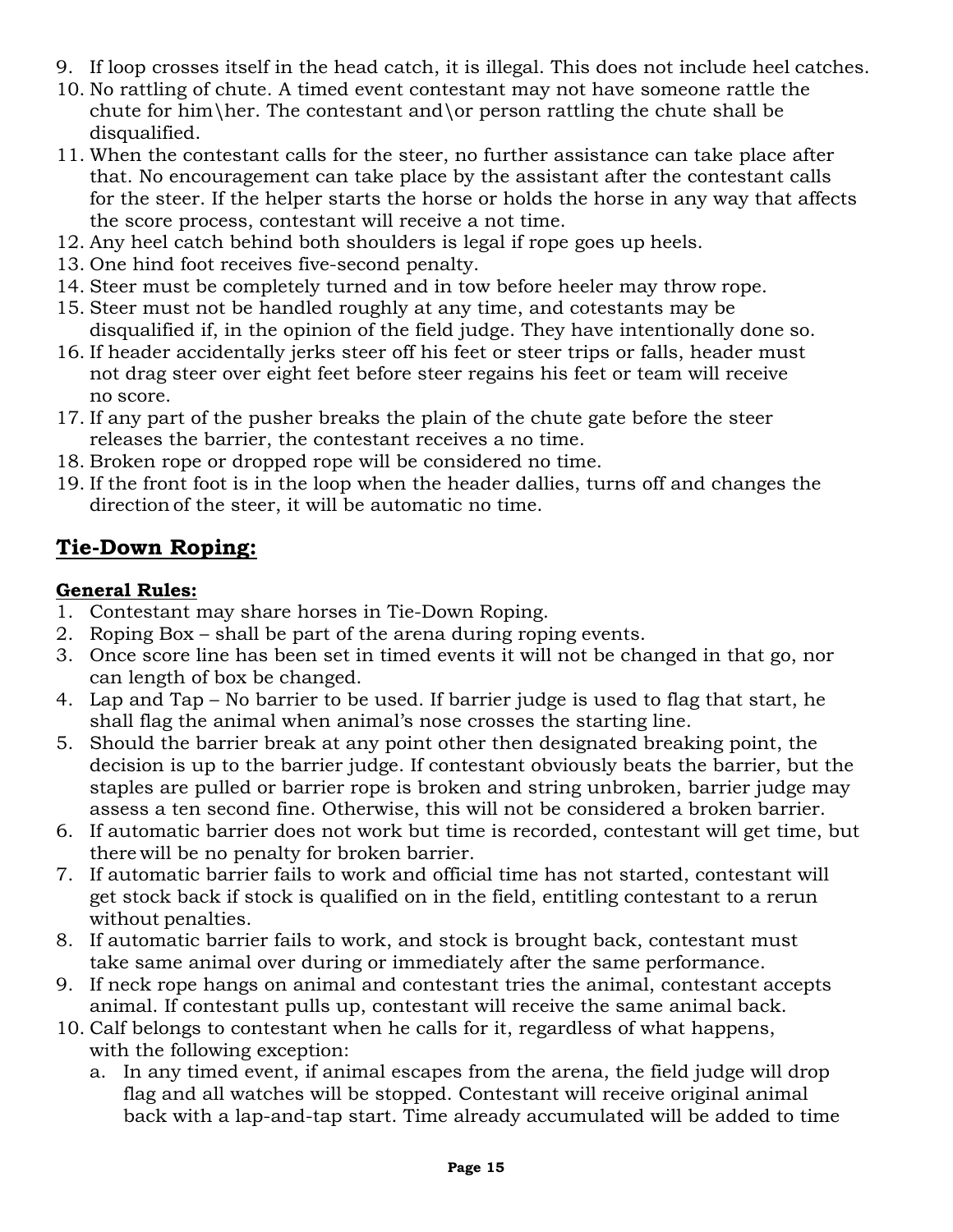9. If loop crosses itself in the head catch, it is illegal. This does not include heel catches.
10. No rattling of chute. A timed event contestant may not have someone rattle the chute for him\her. The contestant and\or person rattling the chute shall be disqualified.
11. When the contestant calls for the steer, no further assistance can take place after that. No encouragement can take place by the assistant after the contestant calls for the steer. If the helper starts the horse or holds the horse in any way that affects the score process, contestant will receive a not time.
12. Any heel catch behind both shoulders is legal if rope goes up heels.
13. One hind foot receives five-second penalty.
14. Steer must be completely turned and in tow before heeler may throw rope.
15. Steer must not be handled roughly at any time, and cotestants may be disqualified if, in the opinion of the field judge. They have intentionally done so.
16. If header accidentally jerks steer off his feet or steer trips or falls, header must not drag steer over eight feet before steer regains his feet or team will receive no score.
17. If any part of the pusher breaks the plain of the chute gate before the steer releases the barrier, the contestant receives a no time.
18. Broken rope or dropped rope will be considered no time.
19. If the front foot is in the loop when the header dallies, turns off and changes the direction of the steer, it will be automatic no time.

## Tie-Down Roping:

### General Rules:

1. Contestant may share horses in Tie-Down Roping.
2. Roping Box – shall be part of the arena during roping events.
3. Once score line has been set in timed events it will not be changed in that go, nor can length of box be changed.
4. Lap and Tap – No barrier to be used. If barrier judge is used to flag that start, he shall flag the animal when animal's nose crosses the starting line.
5. Should the barrier break at any point other then designated breaking point, the decision is up to the barrier judge. If contestant obviously beats the barrier, but the staples are pulled or barrier rope is broken and string unbroken, barrier judge may assess a ten second fine. Otherwise, this will not be considered a broken barrier.
6. If automatic barrier does not work but time is recorded, contestant will get time, but there will be no penalty for broken barrier.
7. If automatic barrier fails to work and official time has not started, contestant will get stock back if stock is qualified on in the field, entitling contestant to a rerun without penalties.
8. If automatic barrier fails to work, and stock is brought back, contestant must take same animal over during or immediately after the same performance.
9. If neck rope hangs on animal and contestant tries the animal, contestant accepts animal. If contestant pulls up, contestant will receive the same animal back.
10. Calf belongs to contestant when he calls for it, regardless of what happens, with the following exception:
    a. In any timed event, if animal escapes from the arena, the field judge will drop flag and all watches will be stopped. Contestant will receive original animal back with a lap-and-tap start. Time already accumulated will be added to time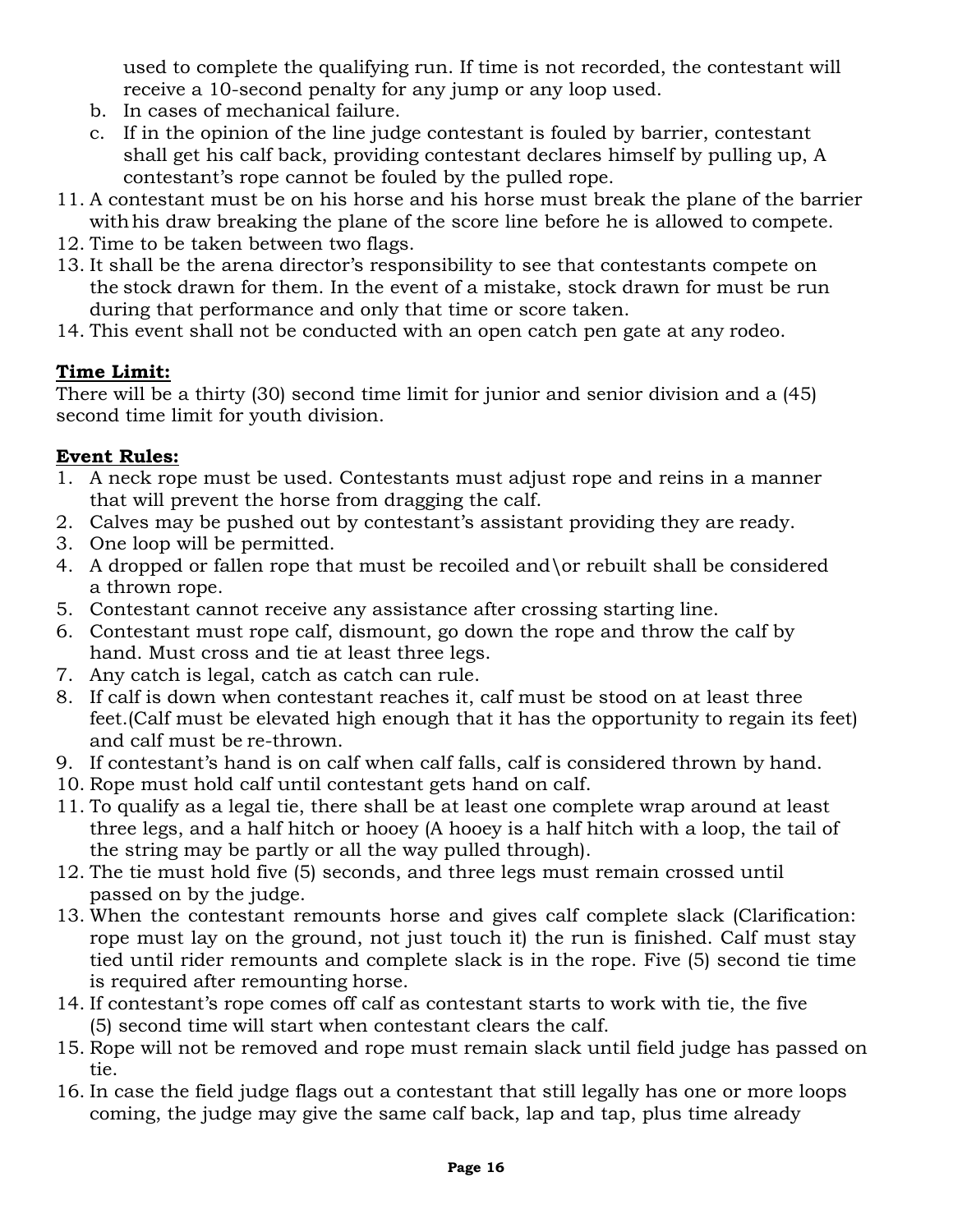used to complete the qualifying run. If time is not recorded, the contestant will receive a 10-second penalty for any jump or any loop used.

b. In cases of mechanical failure.
c. If in the opinion of the line judge contestant is fouled by barrier, contestant shall get his calf back, providing contestant declares himself by pulling up, A contestant's rope cannot be fouled by the pulled rope.

11. A contestant must be on his horse and his horse must break the plane of the barrier with his draw breaking the plane of the score line before he is allowed to compete.
12. Time to be taken between two flags.
13. It shall be the arena director's responsibility to see that contestants compete on the stock drawn for them. In the event of a mistake, stock drawn for must be run during that performance and only that time or score taken.
14. This event shall not be conducted with an open catch pen gate at any rodeo.

**Time Limit:**

There will be a thirty (30) second time limit for junior and senior division and a (45) second time limit for youth division.

**Event Rules:**

1. A neck rope must be used. Contestants must adjust rope and reins in a manner that will prevent the horse from dragging the calf.
2. Calves may be pushed out by contestant's assistant providing they are ready.
3. One loop will be permitted.
4. A dropped or fallen rope that must be recoiled and\or rebuilt shall be considered a thrown rope.
5. Contestant cannot receive any assistance after crossing starting line.
6. Contestant must rope calf, dismount, go down the rope and throw the calf by hand. Must cross and tie at least three legs.
7. Any catch is legal, catch as catch can rule.
8. If calf is down when contestant reaches it, calf must be stood on at least three feet.(Calf must be elevated high enough that it has the opportunity to regain its feet) and calf must be re-thrown.
9. If contestant's hand is on calf when calf falls, calf is considered thrown by hand.
10. Rope must hold calf until contestant gets hand on calf.
11. To qualify as a legal tie, there shall be at least one complete wrap around at least three legs, and a half hitch or hooey (A hooey is a half hitch with a loop, the tail of the string may be partly or all the way pulled through).
12. The tie must hold five (5) seconds, and three legs must remain crossed until passed on by the judge.
13. When the contestant remounts horse and gives calf complete slack (Clarification: rope must lay on the ground, not just touch it) the run is finished. Calf must stay tied until rider remounts and complete slack is in the rope. Five (5) second tie time is required after remounting horse.
14. If contestant's rope comes off calf as contestant starts to work with tie, the five (5) second time will start when contestant clears the calf.
15. Rope will not be removed and rope must remain slack until field judge has passed on tie.
16. In case the field judge flags out a contestant that still legally has one or more loops coming, the judge may give the same calf back, lap and tap, plus time already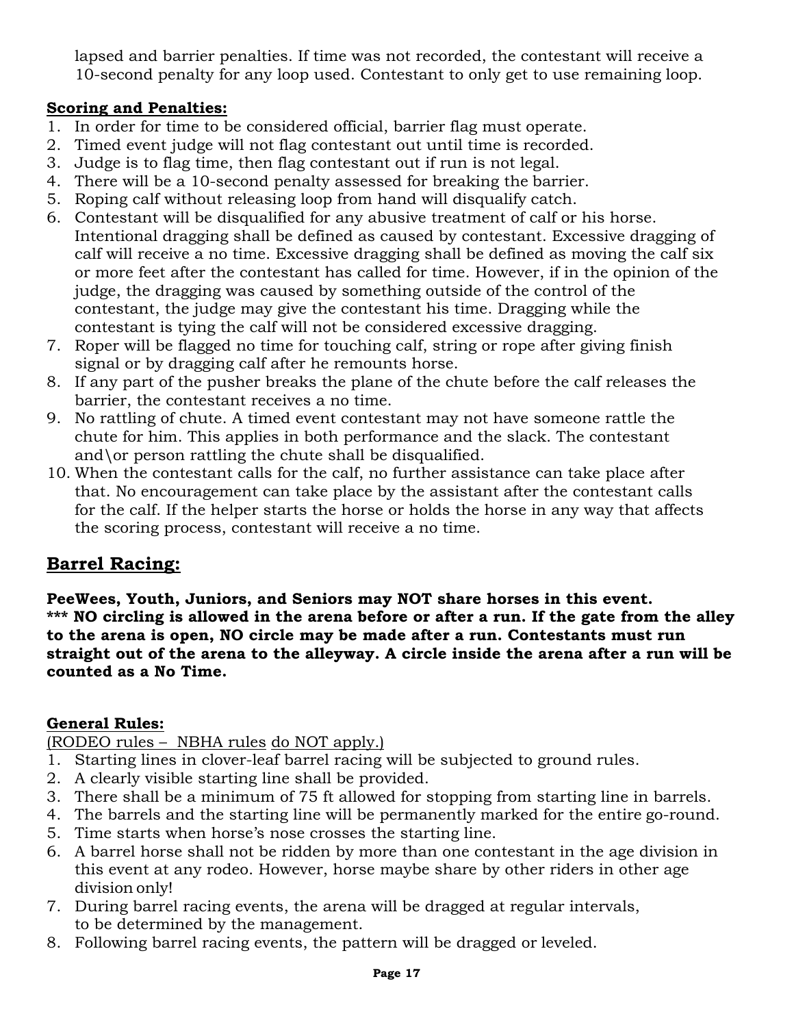lapsed and barrier penalties. If time was not recorded, the contestant will receive a 10-second penalty for any loop used. Contestant to only get to use remaining loop.

**Scoring and Penalties:**

1. In order for time to be considered official, barrier flag must operate.
2. Timed event judge will not flag contestant out until time is recorded.
3. Judge is to flag time, then flag contestant out if run is not legal.
4. There will be a 10-second penalty assessed for breaking the barrier.
5. Roping calf without releasing loop from hand will disqualify catch.
6. Contestant will be disqualified for any abusive treatment of calf or his horse. Intentional dragging shall be defined as caused by contestant. Excessive dragging of calf will receive a no time. Excessive dragging shall be defined as moving the calf six or more feet after the contestant has called for time. However, if in the opinion of the judge, the dragging was caused by something outside of the control of the contestant, the judge may give the contestant his time. Dragging while the contestant is tying the calf will not be considered excessive dragging.
7. Roper will be flagged no time for touching calf, string or rope after giving finish signal or by dragging calf after he remounts horse.
8. If any part of the pusher breaks the plane of the chute before the calf releases the barrier, the contestant receives a no time.
9. No rattling of chute. A timed event contestant may not have someone rattle the chute for him. This applies in both performance and the slack. The contestant and\or person rattling the chute shall be disqualified.
10. When the contestant calls for the calf, no further assistance can take place after that. No encouragement can take place by the assistant after the contestant calls for the calf. If the helper starts the horse or holds the horse in any way that affects the scoring process, contestant will receive a no time.

## Barrel Racing:

**PeeWees, Youth, Juniors, and Seniors may NOT share horses in this event.**
**\*\*\* NO circling is allowed in the arena before or after a run. If the gate from the alley to the arena is open, NO circle may be made after a run. Contestants must run straight out of the arena to the alleyway. A circle inside the arena after a run will be counted as a No Time.**

**General Rules:**

(RODEO rules – NBHA rules do NOT apply.)

1. Starting lines in clover-leaf barrel racing will be subjected to ground rules.
2. A clearly visible starting line shall be provided.
3. There shall be a minimum of 75 ft allowed for stopping from starting line in barrels.
4. The barrels and the starting line will be permanently marked for the entire go-round.
5. Time starts when horse's nose crosses the starting line.
6. A barrel horse shall not be ridden by more than one contestant in the age division in this event at any rodeo. However, horse maybe share by other riders in other age division only!
7. During barrel racing events, the arena will be dragged at regular intervals, to be determined by the management.
8. Following barrel racing events, the pattern will be dragged or leveled.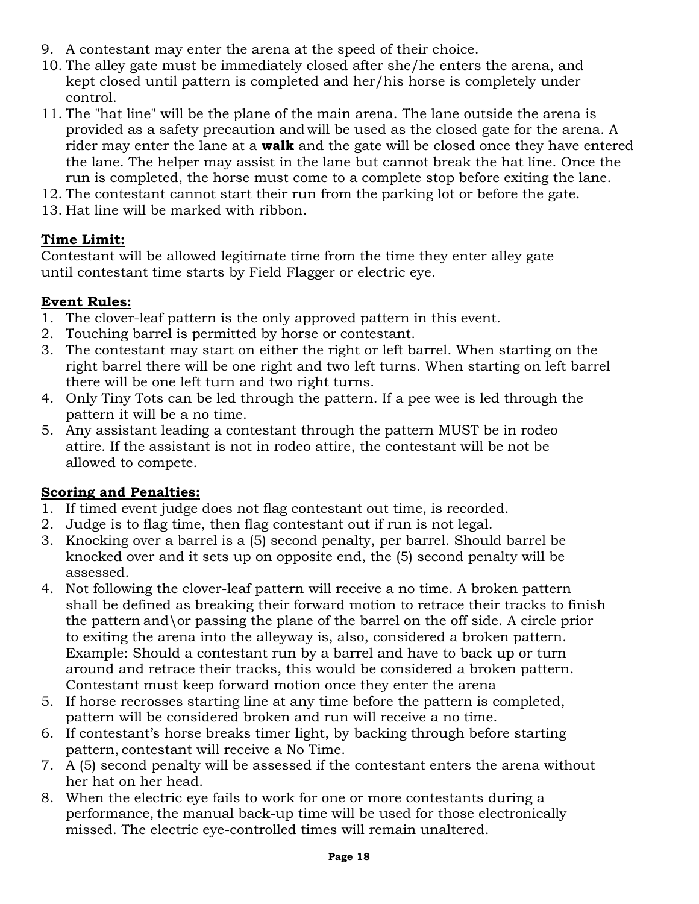9. A contestant may enter the arena at the speed of their choice.
10. The alley gate must be immediately closed after she/he enters the arena, and kept closed until pattern is completed and her/his horse is completely under control.
11. The "hat line" will be the plane of the main arena. The lane outside the arena is provided as a safety precaution and will be used as the closed gate for the arena. A rider may enter the lane at a **walk** and the gate will be closed once they have entered the lane. The helper may assist in the lane but cannot break the hat line. Once the run is completed, the horse must come to a complete stop before exiting the lane.
12. The contestant cannot start their run from the parking lot or before the gate.
13. Hat line will be marked with ribbon.

**Time Limit:**

Contestant will be allowed legitimate time from the time they enter alley gate until contestant time starts by Field Flagger or electric eye.

**Event Rules:**

1. The clover-leaf pattern is the only approved pattern in this event.
2. Touching barrel is permitted by horse or contestant.
3. The contestant may start on either the right or left barrel. When starting on the right barrel there will be one right and two left turns. When starting on left barrel there will be one left turn and two right turns.
4. Only Tiny Tots can be led through the pattern. If a pee wee is led through the pattern it will be a no time.
5. Any assistant leading a contestant through the pattern MUST be in rodeo attire. If the assistant is not in rodeo attire, the contestant will be not be allowed to compete.

**Scoring and Penalties:**

1. If timed event judge does not flag contestant out time, is recorded.
2. Judge is to flag time, then flag contestant out if run is not legal.
3. Knocking over a barrel is a (5) second penalty, per barrel. Should barrel be knocked over and it sets up on opposite end, the (5) second penalty will be assessed.
4. Not following the clover-leaf pattern will receive a no time. A broken pattern shall be defined as breaking their forward motion to retrace their tracks to finish the pattern and\or passing the plane of the barrel on the off side. A circle prior to exiting the arena into the alleyway is, also, considered a broken pattern. Example: Should a contestant run by a barrel and have to back up or turn around and retrace their tracks, this would be considered a broken pattern. Contestant must keep forward motion once they enter the arena
5. If horse recrosses starting line at any time before the pattern is completed, pattern will be considered broken and run will receive a no time.
6. If contestant's horse breaks timer light, by backing through before starting pattern, contestant will receive a No Time.
7. A (5) second penalty will be assessed if the contestant enters the arena without her hat on her head.
8. When the electric eye fails to work for one or more contestants during a performance, the manual back-up time will be used for those electronically missed. The electric eye-controlled times will remain unaltered.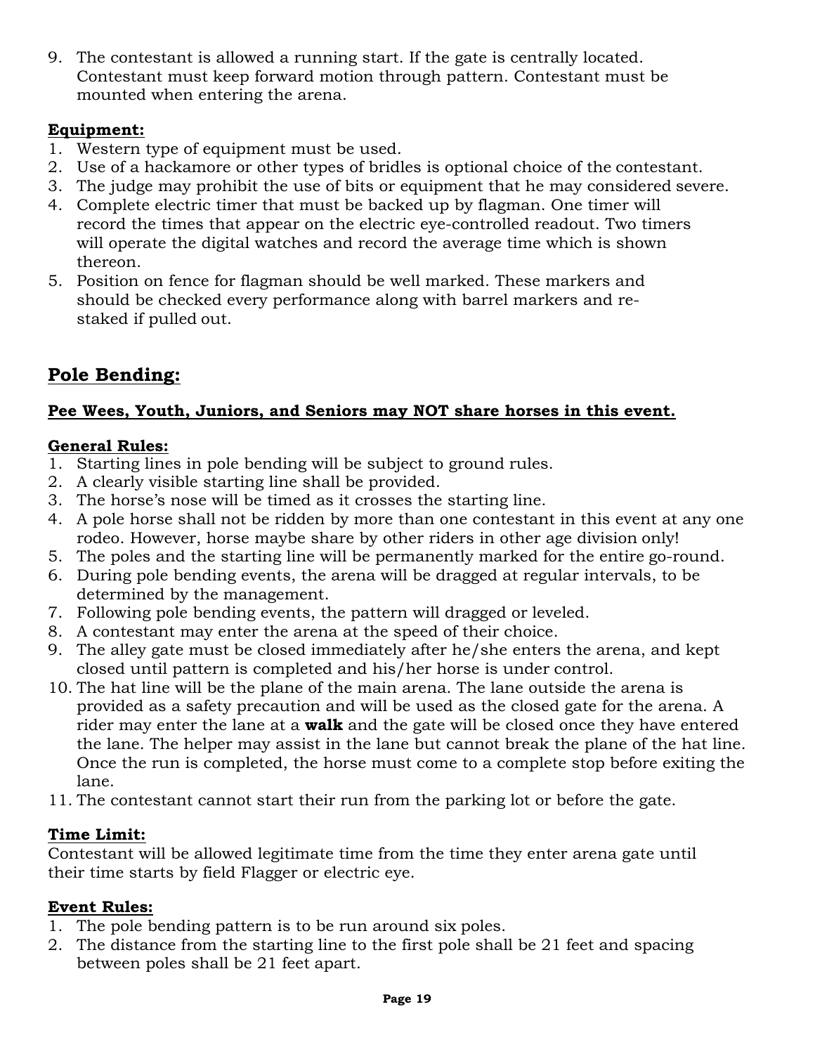9. The contestant is allowed a running start. If the gate is centrally located. Contestant must keep forward motion through pattern. Contestant must be mounted when entering the arena.

**Equipment:**

1. Western type of equipment must be used.
2. Use of a hackamore or other types of bridles is optional choice of the contestant.
3. The judge may prohibit the use of bits or equipment that he may considered severe.
4. Complete electric timer that must be backed up by flagman. One timer will record the times that appear on the electric eye-controlled readout. Two timers will operate the digital watches and record the average time which is shown thereon.
5. Position on fence for flagman should be well marked. These markers and should be checked every performance along with barrel markers and re-staked if pulled out.

## Pole Bending:

**Pee Wees, Youth, Juniors, and Seniors may NOT share horses in this event.**

**General Rules:**

1. Starting lines in pole bending will be subject to ground rules.
2. A clearly visible starting line shall be provided.
3. The horse's nose will be timed as it crosses the starting line.
4. A pole horse shall not be ridden by more than one contestant in this event at any one rodeo. However, horse maybe share by other riders in other age division only!
5. The poles and the starting line will be permanently marked for the entire go-round.
6. During pole bending events, the arena will be dragged at regular intervals, to be determined by the management.
7. Following pole bending events, the pattern will dragged or leveled.
8. A contestant may enter the arena at the speed of their choice.
9. The alley gate must be closed immediately after he/she enters the arena, and kept closed until pattern is completed and his/her horse is under control.
10. The hat line will be the plane of the main arena. The lane outside the arena is provided as a safety precaution and will be used as the closed gate for the arena. A rider may enter the lane at a **walk** and the gate will be closed once they have entered the lane. The helper may assist in the lane but cannot break the plane of the hat line. Once the run is completed, the horse must come to a complete stop before exiting the lane.
11. The contestant cannot start their run from the parking lot or before the gate.

**Time Limit:**

Contestant will be allowed legitimate time from the time they enter arena gate until their time starts by field Flagger or electric eye.

**Event Rules:**

1. The pole bending pattern is to be run around six poles.
2. The distance from the starting line to the first pole shall be 21 feet and spacing between poles shall be 21 feet apart.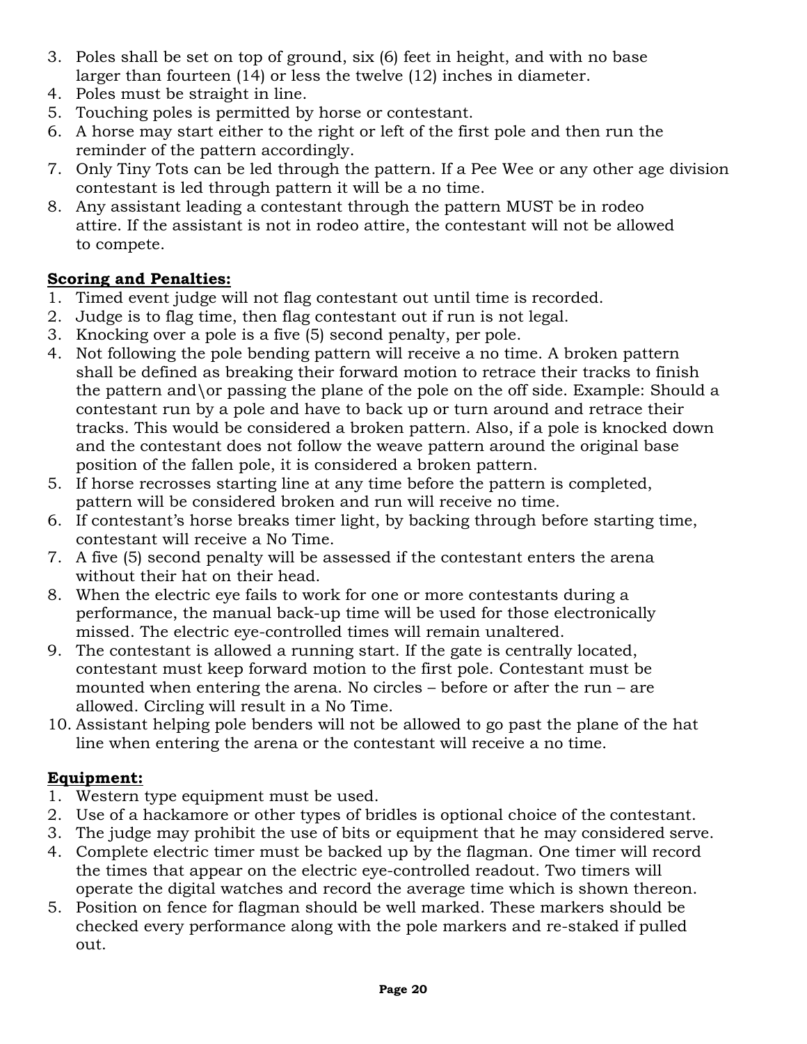3. Poles shall be set on top of ground, six (6) feet in height, and with no base larger than fourteen (14) or less the twelve (12) inches in diameter.
4. Poles must be straight in line.
5. Touching poles is permitted by horse or contestant.
6. A horse may start either to the right or left of the first pole and then run the reminder of the pattern accordingly.
7. Only Tiny Tots can be led through the pattern. If a Pee Wee or any other age division contestant is led through pattern it will be a no time.
8. Any assistant leading a contestant through the pattern MUST be in rodeo attire. If the assistant is not in rodeo attire, the contestant will not be allowed to compete.

**Scoring and Penalties:**

1. Timed event judge will not flag contestant out until time is recorded.
2. Judge is to flag time, then flag contestant out if run is not legal.
3. Knocking over a pole is a five (5) second penalty, per pole.
4. Not following the pole bending pattern will receive a no time. A broken pattern shall be defined as breaking their forward motion to retrace their tracks to finish the pattern and\or passing the plane of the pole on the off side. Example: Should a contestant run by a pole and have to back up or turn around and retrace their tracks. This would be considered a broken pattern. Also, if a pole is knocked down and the contestant does not follow the weave pattern around the original base position of the fallen pole, it is considered a broken pattern.
5. If horse recrosses starting line at any time before the pattern is completed, pattern will be considered broken and run will receive no time.
6. If contestant's horse breaks timer light, by backing through before starting time, contestant will receive a No Time.
7. A five (5) second penalty will be assessed if the contestant enters the arena without their hat on their head.
8. When the electric eye fails to work for one or more contestants during a performance, the manual back-up time will be used for those electronically missed. The electric eye-controlled times will remain unaltered.
9. The contestant is allowed a running start. If the gate is centrally located, contestant must keep forward motion to the first pole. Contestant must be mounted when entering the arena. No circles – before or after the run – are allowed. Circling will result in a No Time.
10. Assistant helping pole benders will not be allowed to go past the plane of the hat line when entering the arena or the contestant will receive a no time.

**Equipment:**

1. Western type equipment must be used.
2. Use of a hackamore or other types of bridles is optional choice of the contestant.
3. The judge may prohibit the use of bits or equipment that he may considered serve.
4. Complete electric timer must be backed up by the flagman. One timer will record the times that appear on the electric eye-controlled readout. Two timers will operate the digital watches and record the average time which is shown thereon.
5. Position on fence for flagman should be well marked. These markers should be checked every performance along with the pole markers and re-staked if pulled out.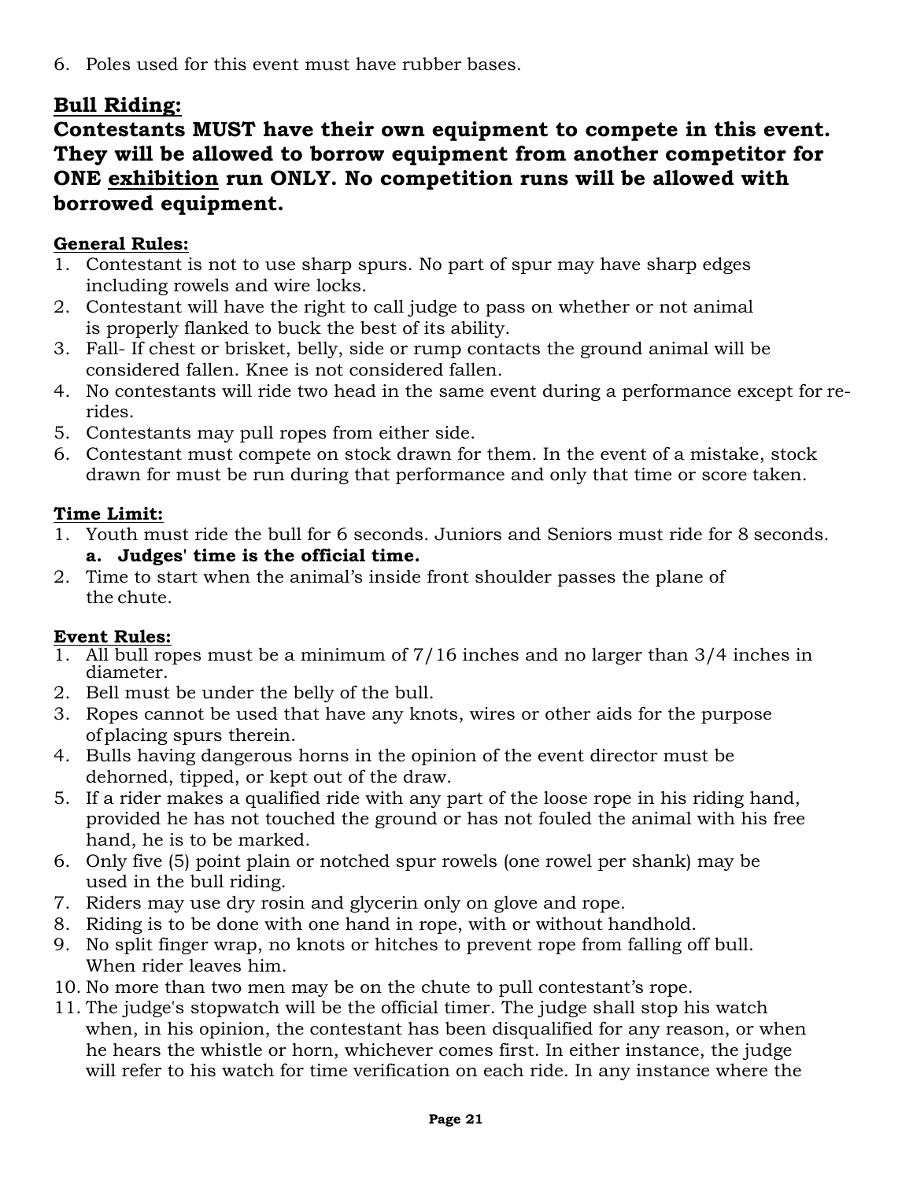6. Poles used for this event must have rubber bases.

## Bull Riding:

**Contestants MUST have their own equipment to compete in this event. They will be allowed to borrow equipment from another competitor for ONE <u>exhibition</u> run ONLY. No competition runs will be allowed with borrowed equipment.**

### General Rules:

1. Contestant is not to use sharp spurs. No part of spur may have sharp edges including rowels and wire locks.
2. Contestant will have the right to call judge to pass on whether or not animal is properly flanked to buck the best of its ability.
3. Fall- If chest or brisket, belly, side or rump contacts the ground animal will be considered fallen. Knee is not considered fallen.
4. No contestants will ride two head in the same event during a performance except for re-rides.
5. Contestants may pull ropes from either side.
6. Contestant must compete on stock drawn for them. In the event of a mistake, stock drawn for must be run during that performance and only that time or score taken.

### Time Limit:

1. Youth must ride the bull for 6 seconds. Juniors and Seniors must ride for 8 seconds.
   a. **Judges' time is the official time.**
2. Time to start when the animal's inside front shoulder passes the plane of the chute.

### Event Rules:

1. All bull ropes must be a minimum of 7/16 inches and no larger than 3/4 inches in diameter.
2. Bell must be under the belly of the bull.
3. Ropes cannot be used that have any knots, wires or other aids for the purpose of placing spurs therein.
4. Bulls having dangerous horns in the opinion of the event director must be dehorned, tipped, or kept out of the draw.
5. If a rider makes a qualified ride with any part of the loose rope in his riding hand, provided he has not touched the ground or has not fouled the animal with his free hand, he is to be marked.
6. Only five (5) point plain or notched spur rowels (one rowel per shank) may be used in the bull riding.
7. Riders may use dry rosin and glycerin only on glove and rope.
8. Riding is to be done with one hand in rope, with or without handhold.
9. No split finger wrap, no knots or hitches to prevent rope from falling off bull. When rider leaves him.
10. No more than two men may be on the chute to pull contestant's rope.
11. The judge's stopwatch will be the official timer. The judge shall stop his watch when, in his opinion, the contestant has been disqualified for any reason, or when he hears the whistle or horn, whichever comes first. In either instance, the judge will refer to his watch for time verification on each ride. In any instance where the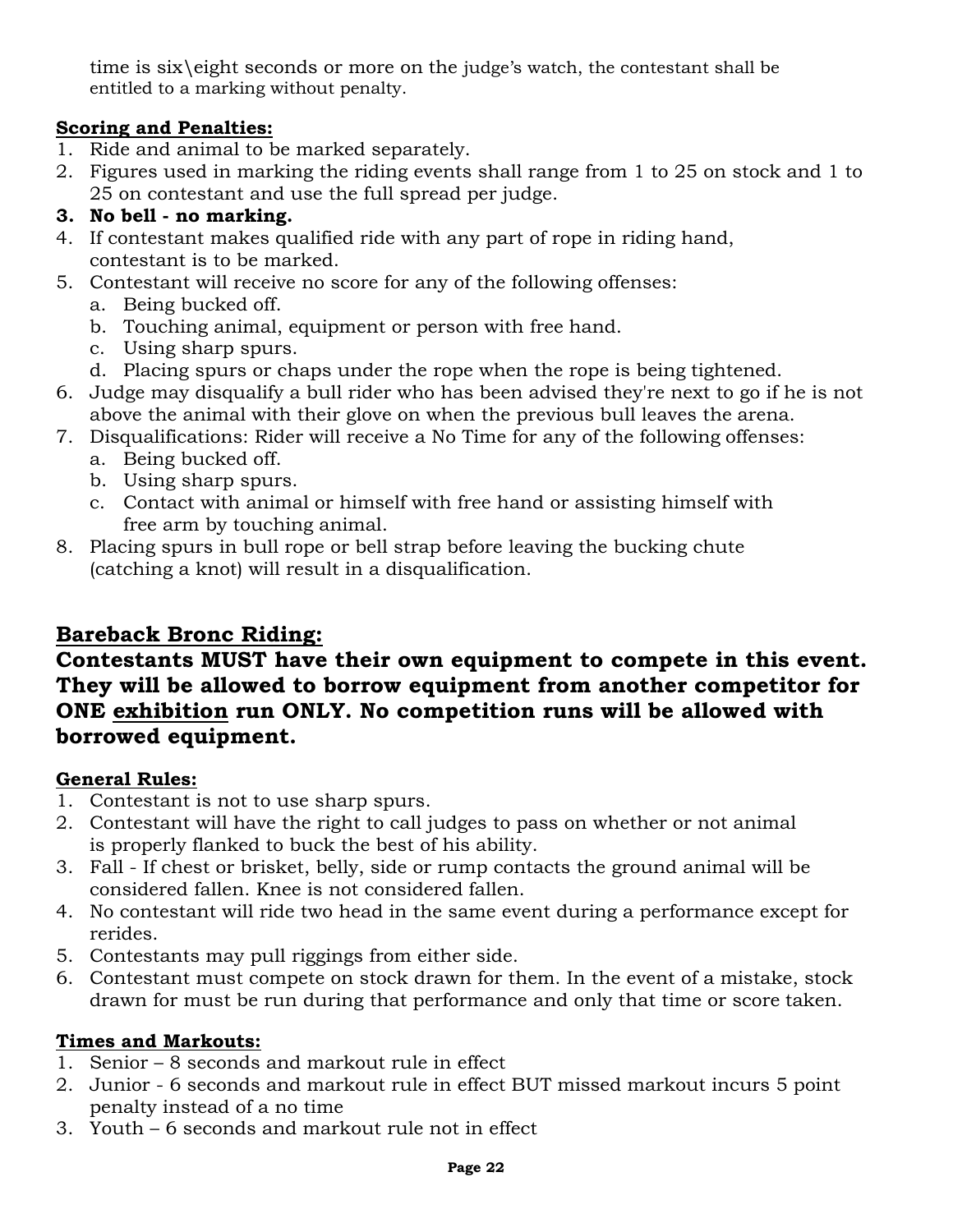time is six\eight seconds or more on the judge's watch, the contestant shall be entitled to a marking without penalty.

**Scoring and Penalties:**

1. Ride and animal to be marked separately.
2. Figures used in marking the riding events shall range from 1 to 25 on stock and 1 to 25 on contestant and use the full spread per judge.
3. **No bell - no marking.**
4. If contestant makes qualified ride with any part of rope in riding hand, contestant is to be marked.
5. Contestant will receive no score for any of the following offenses:
   a. Being bucked off.
   b. Touching animal, equipment or person with free hand.
   c. Using sharp spurs.
   d. Placing spurs or chaps under the rope when the rope is being tightened.
6. Judge may disqualify a bull rider who has been advised they're next to go if he is not above the animal with their glove on when the previous bull leaves the arena.
7. Disqualifications: Rider will receive a No Time for any of the following offenses:
   a. Being bucked off.
   b. Using sharp spurs.
   c. Contact with animal or himself with free hand or assisting himself with free arm by touching animal.
8. Placing spurs in bull rope or bell strap before leaving the bucking chute (catching a knot) will result in a disqualification.

## Bareback Bronc Riding:

**Contestants MUST have their own equipment to compete in this event. They will be allowed to borrow equipment from another competitor for ONE exhibition run ONLY. No competition runs will be allowed with borrowed equipment.**

**General Rules:**

1. Contestant is not to use sharp spurs.
2. Contestant will have the right to call judges to pass on whether or not animal is properly flanked to buck the best of his ability.
3. Fall - If chest or brisket, belly, side or rump contacts the ground animal will be considered fallen. Knee is not considered fallen.
4. No contestant will ride two head in the same event during a performance except for rerides.
5. Contestants may pull riggings from either side.
6. Contestant must compete on stock drawn for them. In the event of a mistake, stock drawn for must be run during that performance and only that time or score taken.

**Times and Markouts:**

1. Senior – 8 seconds and markout rule in effect
2. Junior - 6 seconds and markout rule in effect BUT missed markout incurs 5 point penalty instead of a no time
3. Youth – 6 seconds and markout rule not in effect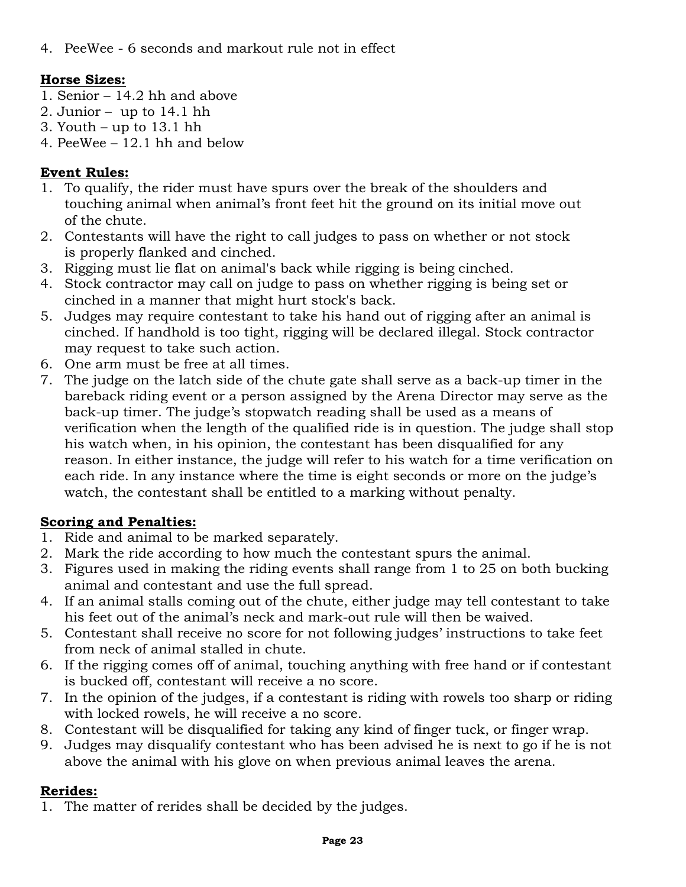4. PeeWee - 6 seconds and markout rule not in effect

**Horse Sizes:**

1. Senior – 14.2 hh and above
2. Junior – up to 14.1 hh
3. Youth – up to 13.1 hh
4. PeeWee – 12.1 hh and below

**Event Rules:**

1. To qualify, the rider must have spurs over the break of the shoulders and touching animal when animal's front feet hit the ground on its initial move out of the chute.
2. Contestants will have the right to call judges to pass on whether or not stock is properly flanked and cinched.
3. Rigging must lie flat on animal's back while rigging is being cinched.
4. Stock contractor may call on judge to pass on whether rigging is being set or cinched in a manner that might hurt stock's back.
5. Judges may require contestant to take his hand out of rigging after an animal is cinched. If handhold is too tight, rigging will be declared illegal. Stock contractor may request to take such action.
6. One arm must be free at all times.
7. The judge on the latch side of the chute gate shall serve as a back-up timer in the bareback riding event or a person assigned by the Arena Director may serve as the back-up timer. The judge's stopwatch reading shall be used as a means of verification when the length of the qualified ride is in question. The judge shall stop his watch when, in his opinion, the contestant has been disqualified for any reason. In either instance, the judge will refer to his watch for a time verification on each ride. In any instance where the time is eight seconds or more on the judge's watch, the contestant shall be entitled to a marking without penalty.

**Scoring and Penalties:**

1. Ride and animal to be marked separately.
2. Mark the ride according to how much the contestant spurs the animal.
3. Figures used in making the riding events shall range from 1 to 25 on both bucking animal and contestant and use the full spread.
4. If an animal stalls coming out of the chute, either judge may tell contestant to take his feet out of the animal's neck and mark-out rule will then be waived.
5. Contestant shall receive no score for not following judges' instructions to take feet from neck of animal stalled in chute.
6. If the rigging comes off of animal, touching anything with free hand or if contestant is bucked off, contestant will receive a no score.
7. In the opinion of the judges, if a contestant is riding with rowels too sharp or riding with locked rowels, he will receive a no score.
8. Contestant will be disqualified for taking any kind of finger tuck, or finger wrap.
9. Judges may disqualify contestant who has been advised he is next to go if he is not above the animal with his glove on when previous animal leaves the arena.

**Rerides:**

1. The matter of rerides shall be decided by the judges.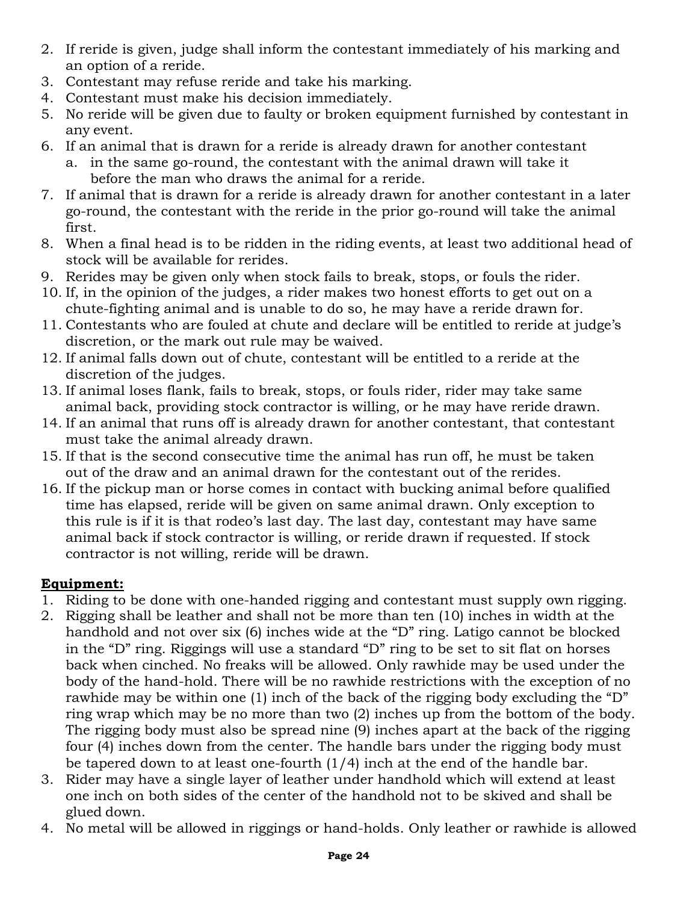2. If reride is given, judge shall inform the contestant immediately of his marking and an option of a reride.
3. Contestant may refuse reride and take his marking.
4. Contestant must make his decision immediately.
5. No reride will be given due to faulty or broken equipment furnished by contestant in any event.
6. If an animal that is drawn for a reride is already drawn for another contestant
   a. in the same go-round, the contestant with the animal drawn will take it before the man who draws the animal for a reride.
7. If animal that is drawn for a reride is already drawn for another contestant in a later go-round, the contestant with the reride in the prior go-round will take the animal first.
8. When a final head is to be ridden in the riding events, at least two additional head of stock will be available for rerides.
9. Rerides may be given only when stock fails to break, stops, or fouls the rider.
10. If, in the opinion of the judges, a rider makes two honest efforts to get out on a chute-fighting animal and is unable to do so, he may have a reride drawn for.
11. Contestants who are fouled at chute and declare will be entitled to reride at judge's discretion, or the mark out rule may be waived.
12. If animal falls down out of chute, contestant will be entitled to a reride at the discretion of the judges.
13. If animal loses flank, fails to break, stops, or fouls rider, rider may take same animal back, providing stock contractor is willing, or he may have reride drawn.
14. If an animal that runs off is already drawn for another contestant, that contestant must take the animal already drawn.
15. If that is the second consecutive time the animal has run off, he must be taken out of the draw and an animal drawn for the contestant out of the rerides.
16. If the pickup man or horse comes in contact with bucking animal before qualified time has elapsed, reride will be given on same animal drawn. Only exception to this rule is if it is that rodeo's last day. The last day, contestant may have same animal back if stock contractor is willing, or reride drawn if requested. If stock contractor is not willing, reride will be drawn.

**Equipment:**

1. Riding to be done with one-handed rigging and contestant must supply own rigging.
2. Rigging shall be leather and shall not be more than ten (10) inches in width at the handhold and not over six (6) inches wide at the "D" ring. Latigo cannot be blocked in the "D" ring. Riggings will use a standard "D" ring to be set to sit flat on horses back when cinched. No freaks will be allowed. Only rawhide may be used under the body of the hand-hold. There will be no rawhide restrictions with the exception of no rawhide may be within one (1) inch of the back of the rigging body excluding the "D" ring wrap which may be no more than two (2) inches up from the bottom of the body. The rigging body must also be spread nine (9) inches apart at the back of the rigging four (4) inches down from the center. The handle bars under the rigging body must be tapered down to at least one-fourth (1/4) inch at the end of the handle bar.
3. Rider may have a single layer of leather under handhold which will extend at least one inch on both sides of the center of the handhold not to be skived and shall be glued down.
4. No metal will be allowed in riggings or hand-holds. Only leather or rawhide is allowed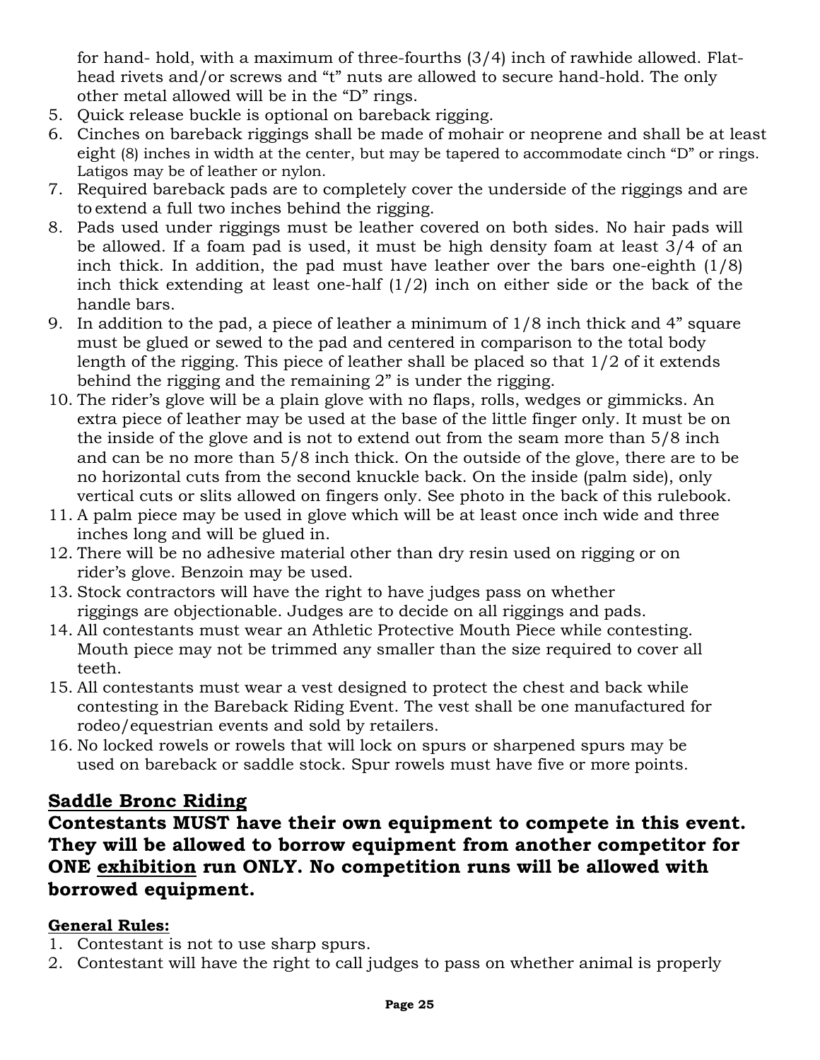for hand- hold, with a maximum of three-fourths (3/4) inch of rawhide allowed. Flat-head rivets and/or screws and "t" nuts are allowed to secure hand-hold. The only other metal allowed will be in the "D" rings.

5. Quick release buckle is optional on bareback rigging.
6. Cinches on bareback riggings shall be made of mohair or neoprene and shall be at least eight (8) inches in width at the center, but may be tapered to accommodate cinch "D" or rings. Latigos may be of leather or nylon.
7. Required bareback pads are to completely cover the underside of the riggings and are to extend a full two inches behind the rigging.
8. Pads used under riggings must be leather covered on both sides. No hair pads will be allowed. If a foam pad is used, it must be high density foam at least 3/4 of an inch thick. In addition, the pad must have leather over the bars one-eighth (1/8) inch thick extending at least one-half (1/2) inch on either side or the back of the handle bars.
9. In addition to the pad, a piece of leather a minimum of 1/8 inch thick and 4" square must be glued or sewed to the pad and centered in comparison to the total body length of the rigging. This piece of leather shall be placed so that 1/2 of it extends behind the rigging and the remaining 2" is under the rigging.
10. The rider's glove will be a plain glove with no flaps, rolls, wedges or gimmicks. An extra piece of leather may be used at the base of the little finger only. It must be on the inside of the glove and is not to extend out from the seam more than 5/8 inch and can be no more than 5/8 inch thick. On the outside of the glove, there are to be no horizontal cuts from the second knuckle back. On the inside (palm side), only vertical cuts or slits allowed on fingers only. See photo in the back of this rulebook.
11. A palm piece may be used in glove which will be at least once inch wide and three inches long and will be glued in.
12. There will be no adhesive material other than dry resin used on rigging or on rider's glove. Benzoin may be used.
13. Stock contractors will have the right to have judges pass on whether riggings are objectionable. Judges are to decide on all riggings and pads.
14. All contestants must wear an Athletic Protective Mouth Piece while contesting. Mouth piece may not be trimmed any smaller than the size required to cover all teeth.
15. All contestants must wear a vest designed to protect the chest and back while contesting in the Bareback Riding Event. The vest shall be one manufactured for rodeo/equestrian events and sold by retailers.
16. No locked rowels or rowels that will lock on spurs or sharpened spurs may be used on bareback or saddle stock. Spur rowels must have five or more points.

## <u>Saddle Bronc Riding</u>

**Contestants MUST have their own equipment to compete in this event. They will be allowed to borrow equipment from another competitor for ONE <u>exhibition</u> run ONLY. No competition runs will be allowed with borrowed equipment.**

**<u>General Rules:</u>**

1. Contestant is not to use sharp spurs.
2. Contestant will have the right to call judges to pass on whether animal is properly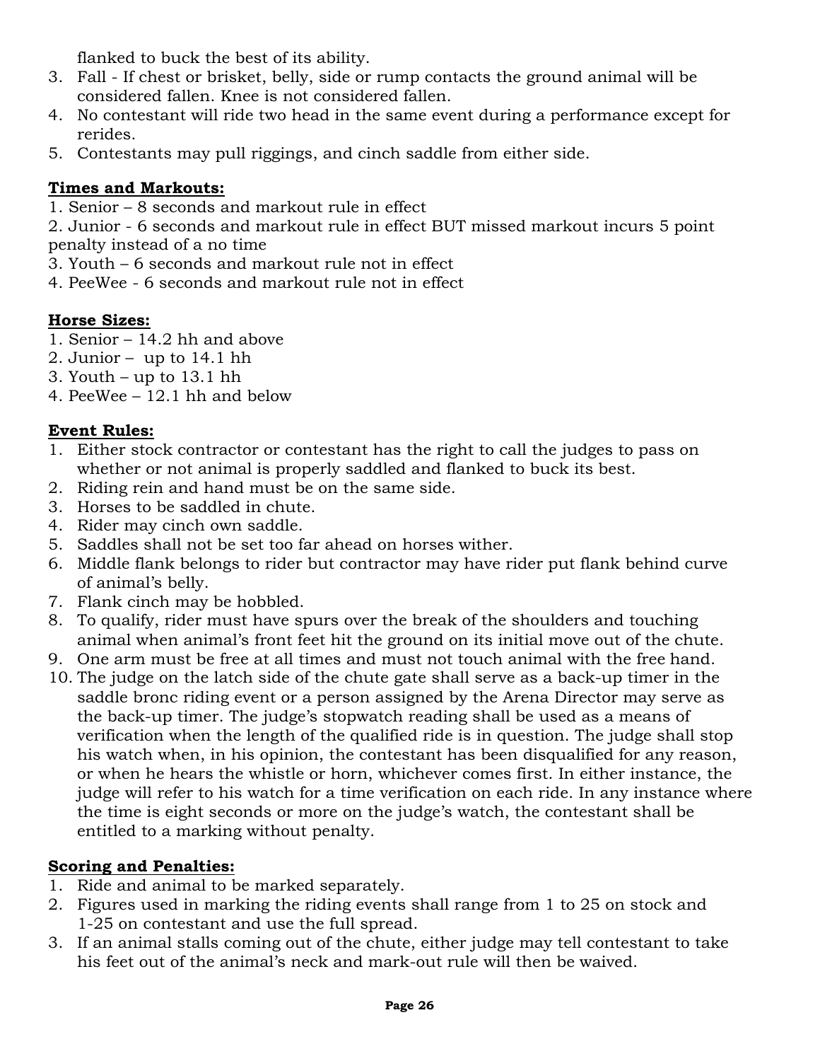flanked to buck the best of its ability.

3. Fall - If chest or brisket, belly, side or rump contacts the ground animal will be considered fallen. Knee is not considered fallen.
4. No contestant will ride two head in the same event during a performance except for rerides.
5. Contestants may pull riggings, and cinch saddle from either side.

**Times and Markouts:**

1. Senior – 8 seconds and markout rule in effect
2. Junior - 6 seconds and markout rule in effect BUT missed markout incurs 5 point penalty instead of a no time
3. Youth – 6 seconds and markout rule not in effect
4. PeeWee - 6 seconds and markout rule not in effect

**Horse Sizes:**

1. Senior – 14.2 hh and above
2. Junior – up to 14.1 hh
3. Youth – up to 13.1 hh
4. PeeWee – 12.1 hh and below

**Event Rules:**

1. Either stock contractor or contestant has the right to call the judges to pass on whether or not animal is properly saddled and flanked to buck its best.
2. Riding rein and hand must be on the same side.
3. Horses to be saddled in chute.
4. Rider may cinch own saddle.
5. Saddles shall not be set too far ahead on horses wither.
6. Middle flank belongs to rider but contractor may have rider put flank behind curve of animal's belly.
7. Flank cinch may be hobbled.
8. To qualify, rider must have spurs over the break of the shoulders and touching animal when animal's front feet hit the ground on its initial move out of the chute.
9. One arm must be free at all times and must not touch animal with the free hand.
10. The judge on the latch side of the chute gate shall serve as a back-up timer in the saddle bronc riding event or a person assigned by the Arena Director may serve as the back-up timer. The judge's stopwatch reading shall be used as a means of verification when the length of the qualified ride is in question. The judge shall stop his watch when, in his opinion, the contestant has been disqualified for any reason, or when he hears the whistle or horn, whichever comes first. In either instance, the judge will refer to his watch for a time verification on each ride. In any instance where the time is eight seconds or more on the judge's watch, the contestant shall be entitled to a marking without penalty.

**Scoring and Penalties:**

1. Ride and animal to be marked separately.
2. Figures used in marking the riding events shall range from 1 to 25 on stock and 1-25 on contestant and use the full spread.
3. If an animal stalls coming out of the chute, either judge may tell contestant to take his feet out of the animal's neck and mark-out rule will then be waived.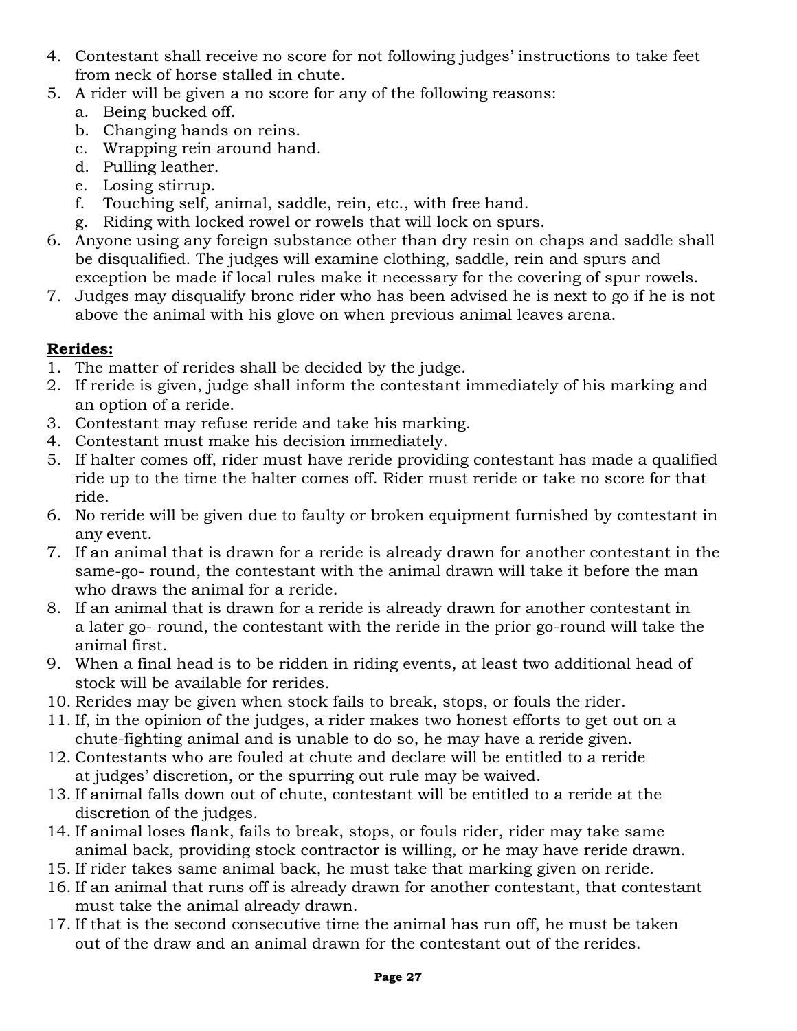4. Contestant shall receive no score for not following judges' instructions to take feet from neck of horse stalled in chute.
5. A rider will be given a no score for any of the following reasons:
   a. Being bucked off.
   b. Changing hands on reins.
   c. Wrapping rein around hand.
   d. Pulling leather.
   e. Losing stirrup.
   f. Touching self, animal, saddle, rein, etc., with free hand.
   g. Riding with locked rowel or rowels that will lock on spurs.
6. Anyone using any foreign substance other than dry resin on chaps and saddle shall be disqualified. The judges will examine clothing, saddle, rein and spurs and exception be made if local rules make it necessary for the covering of spur rowels.
7. Judges may disqualify bronc rider who has been advised he is next to go if he is not above the animal with his glove on when previous animal leaves arena.

**Rerides:**

1. The matter of rerides shall be decided by the judge.
2. If reride is given, judge shall inform the contestant immediately of his marking and an option of a reride.
3. Contestant may refuse reride and take his marking.
4. Contestant must make his decision immediately.
5. If halter comes off, rider must have reride providing contestant has made a qualified ride up to the time the halter comes off. Rider must reride or take no score for that ride.
6. No reride will be given due to faulty or broken equipment furnished by contestant in any event.
7. If an animal that is drawn for a reride is already drawn for another contestant in the same-go- round, the contestant with the animal drawn will take it before the man who draws the animal for a reride.
8. If an animal that is drawn for a reride is already drawn for another contestant in a later go- round, the contestant with the reride in the prior go-round will take the animal first.
9. When a final head is to be ridden in riding events, at least two additional head of stock will be available for rerides.
10. Rerides may be given when stock fails to break, stops, or fouls the rider.
11. If, in the opinion of the judges, a rider makes two honest efforts to get out on a chute-fighting animal and is unable to do so, he may have a reride given.
12. Contestants who are fouled at chute and declare will be entitled to a reride at judges' discretion, or the spurring out rule may be waived.
13. If animal falls down out of chute, contestant will be entitled to a reride at the discretion of the judges.
14. If animal loses flank, fails to break, stops, or fouls rider, rider may take same animal back, providing stock contractor is willing, or he may have reride drawn.
15. If rider takes same animal back, he must take that marking given on reride.
16. If an animal that runs off is already drawn for another contestant, that contestant must take the animal already drawn.
17. If that is the second consecutive time the animal has run off, he must be taken out of the draw and an animal drawn for the contestant out of the rerides.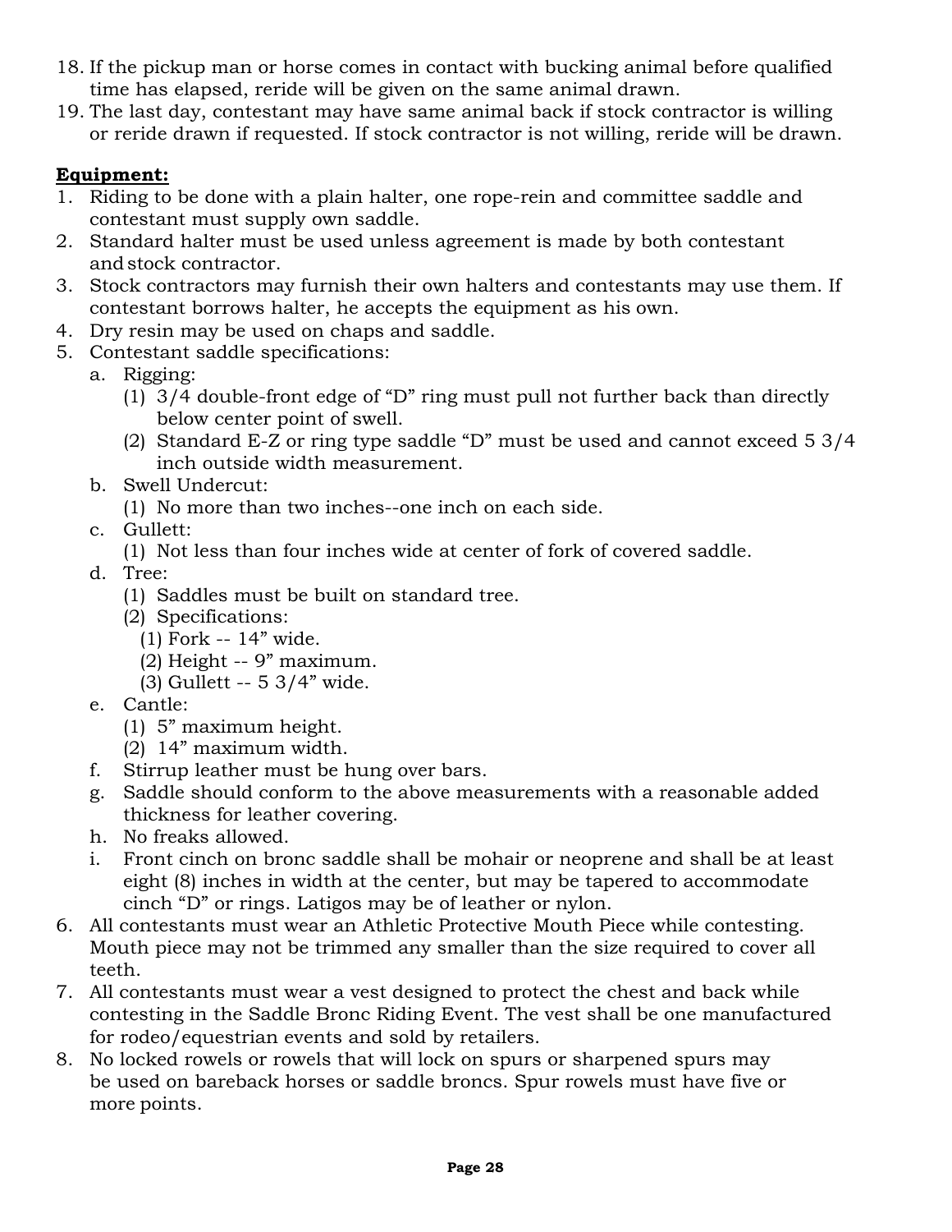18. If the pickup man or horse comes in contact with bucking animal before qualified time has elapsed, reride will be given on the same animal drawn.
19. The last day, contestant may have same animal back if stock contractor is willing or reride drawn if requested. If stock contractor is not willing, reride will be drawn.

**Equipment:**

1. Riding to be done with a plain halter, one rope-rein and committee saddle and contestant must supply own saddle.
2. Standard halter must be used unless agreement is made by both contestant and stock contractor.
3. Stock contractors may furnish their own halters and contestants may use them. If contestant borrows halter, he accepts the equipment as his own.
4. Dry resin may be used on chaps and saddle.
5. Contestant saddle specifications:
   a. Rigging:
      (1) 3/4 double-front edge of "D" ring must pull not further back than directly below center point of swell.
      (2) Standard E-Z or ring type saddle "D" must be used and cannot exceed 5 3/4 inch outside width measurement.
   b. Swell Undercut:
      (1) No more than two inches--one inch on each side.
   c. Gullett:
      (1) Not less than four inches wide at center of fork of covered saddle.
   d. Tree:
      (1) Saddles must be built on standard tree.
      (2) Specifications:
         (1) Fork -- 14" wide.
         (2) Height -- 9" maximum.
         (3) Gullett -- 5 3/4" wide.
   e. Cantle:
      (1) 5" maximum height.
      (2) 14" maximum width.
   f. Stirrup leather must be hung over bars.
   g. Saddle should conform to the above measurements with a reasonable added thickness for leather covering.
   h. No freaks allowed.
   i. Front cinch on bronc saddle shall be mohair or neoprene and shall be at least eight (8) inches in width at the center, but may be tapered to accommodate cinch "D" or rings. Latigos may be of leather or nylon.
6. All contestants must wear an Athletic Protective Mouth Piece while contesting. Mouth piece may not be trimmed any smaller than the size required to cover all teeth.
7. All contestants must wear a vest designed to protect the chest and back while contesting in the Saddle Bronc Riding Event. The vest shall be one manufactured for rodeo/equestrian events and sold by retailers.
8. No locked rowels or rowels that will lock on spurs or sharpened spurs may be used on bareback horses or saddle broncs. Spur rowels must have five or more points.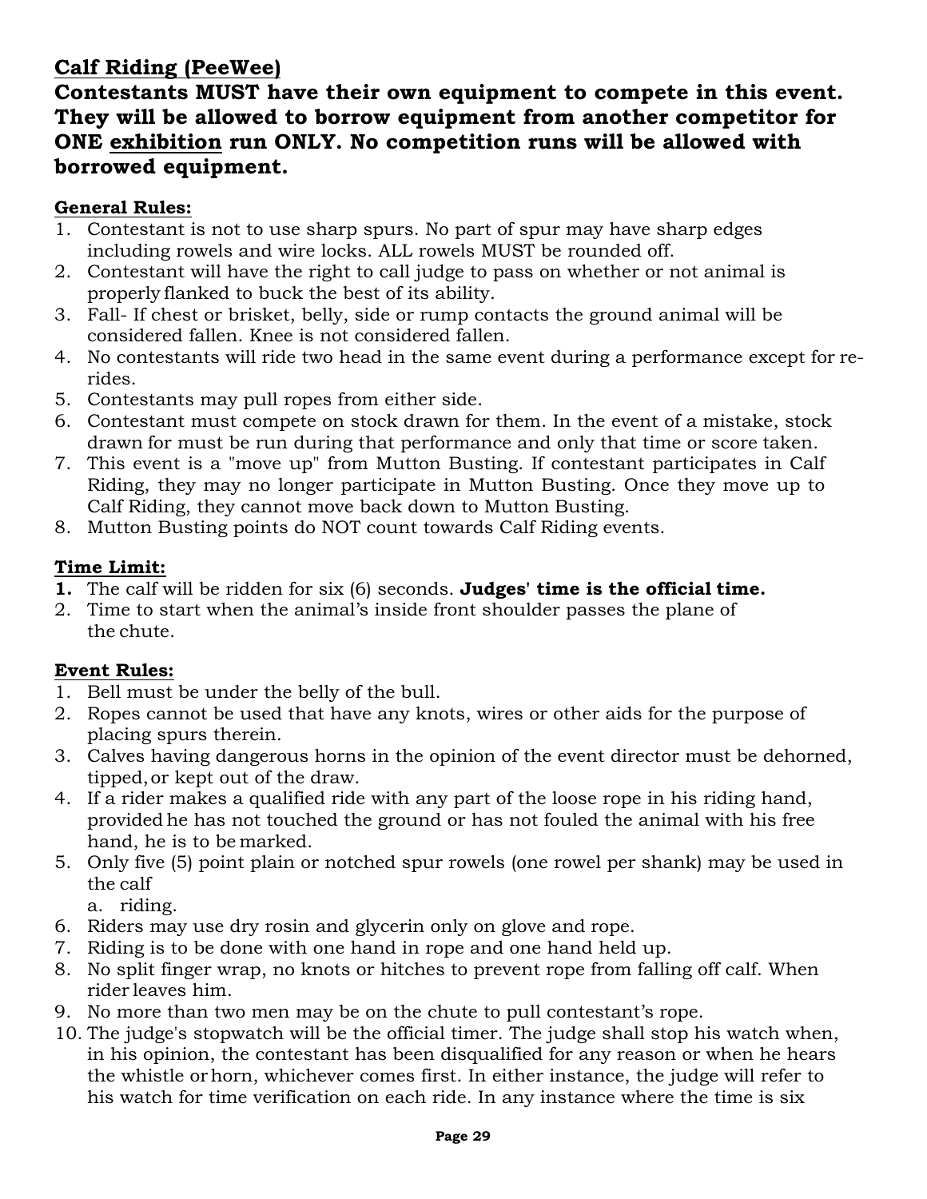## Calf Riding (PeeWee)

**Contestants MUST have their own equipment to compete in this event. They will be allowed to borrow equipment from another competitor for ONE exhibition run ONLY. No competition runs will be allowed with borrowed equipment.**

**General Rules:**

1. Contestant is not to use sharp spurs. No part of spur may have sharp edges including rowels and wire locks. ALL rowels MUST be rounded off.
2. Contestant will have the right to call judge to pass on whether or not animal is properly flanked to buck the best of its ability.
3. Fall- If chest or brisket, belly, side or rump contacts the ground animal will be considered fallen. Knee is not considered fallen.
4. No contestants will ride two head in the same event during a performance except for re-rides.
5. Contestants may pull ropes from either side.
6. Contestant must compete on stock drawn for them. In the event of a mistake, stock drawn for must be run during that performance and only that time or score taken.
7. This event is a "move up" from Mutton Busting. If contestant participates in Calf Riding, they may no longer participate in Mutton Busting. Once they move up to Calf Riding, they cannot move back down to Mutton Busting.
8. Mutton Busting points do NOT count towards Calf Riding events.

**Time Limit:**

1. The calf will be ridden for six (6) seconds. **Judges' time is the official time.**
2. Time to start when the animal's inside front shoulder passes the plane of the chute.

**Event Rules:**

1. Bell must be under the belly of the bull.
2. Ropes cannot be used that have any knots, wires or other aids for the purpose of placing spurs therein.
3. Calves having dangerous horns in the opinion of the event director must be dehorned, tipped, or kept out of the draw.
4. If a rider makes a qualified ride with any part of the loose rope in his riding hand, provided he has not touched the ground or has not fouled the animal with his free hand, he is to be marked.
5. Only five (5) point plain or notched spur rowels (one rowel per shank) may be used in the calf
   a. riding.
6. Riders may use dry rosin and glycerin only on glove and rope.
7. Riding is to be done with one hand in rope and one hand held up.
8. No split finger wrap, no knots or hitches to prevent rope from falling off calf. When rider leaves him.
9. No more than two men may be on the chute to pull contestant's rope.
10. The judge's stopwatch will be the official timer. The judge shall stop his watch when, in his opinion, the contestant has been disqualified for any reason or when he hears the whistle or horn, whichever comes first. In either instance, the judge will refer to his watch for time verification on each ride. In any instance where the time is six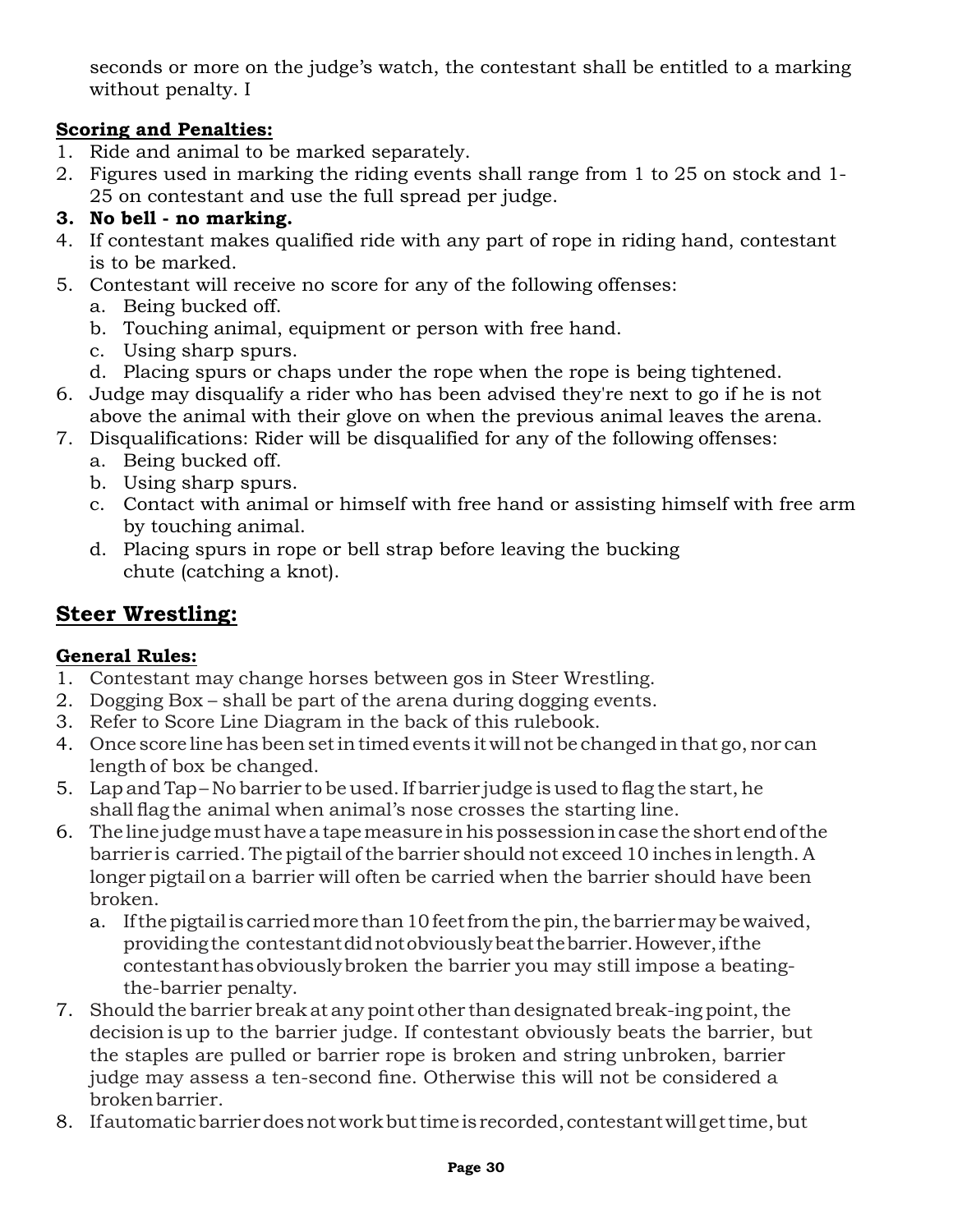seconds or more on the judge's watch, the contestant shall be entitled to a marking without penalty. I

**Scoring and Penalties:**

1. Ride and animal to be marked separately.
2. Figures used in marking the riding events shall range from 1 to 25 on stock and 1-25 on contestant and use the full spread per judge.
3. **No bell - no marking.**
4. If contestant makes qualified ride with any part of rope in riding hand, contestant is to be marked.
5. Contestant will receive no score for any of the following offenses:
   a. Being bucked off.
   b. Touching animal, equipment or person with free hand.
   c. Using sharp spurs.
   d. Placing spurs or chaps under the rope when the rope is being tightened.
6. Judge may disqualify a rider who has been advised they're next to go if he is not above the animal with their glove on when the previous animal leaves the arena.
7. Disqualifications: Rider will be disqualified for any of the following offenses:
   a. Being bucked off.
   b. Using sharp spurs.
   c. Contact with animal or himself with free hand or assisting himself with free arm by touching animal.
   d. Placing spurs in rope or bell strap before leaving the bucking chute (catching a knot).

## Steer Wrestling:

**General Rules:**

1. Contestant may change horses between gos in Steer Wrestling.
2. Dogging Box – shall be part of the arena during dogging events.
3. Refer to Score Line Diagram in the back of this rulebook.
4. Once score line has been set in timed events it will not be changed in that go, nor can length of box be changed.
5. Lap and Tap – No barrier to be used. If barrier judge is used to flag the start, he shall flag the animal when animal's nose crosses the starting line.
6. The line judge must have a tape measure in his possession in case the short end of the barrier is carried. The pigtail of the barrier should not exceed 10 inches in length. A longer pigtail on a barrier will often be carried when the barrier should have been broken.
   a. If the pigtail is carried more than 10 feet from the pin, the barrier may be waived, providing the contestant did not obviously beat the barrier. However, if the contestant has obviously broken the barrier you may still impose a beating-the-barrier penalty.
7. Should the barrier break at any point other than designated break-ing point, the decision is up to the barrier judge. If contestant obviously beats the barrier, but the staples are pulled or barrier rope is broken and string unbroken, barrier judge may assess a ten-second fine. Otherwise this will not be considered a broken barrier.
8. If automatic barrier does not work but time is recorded, contestant will get time, but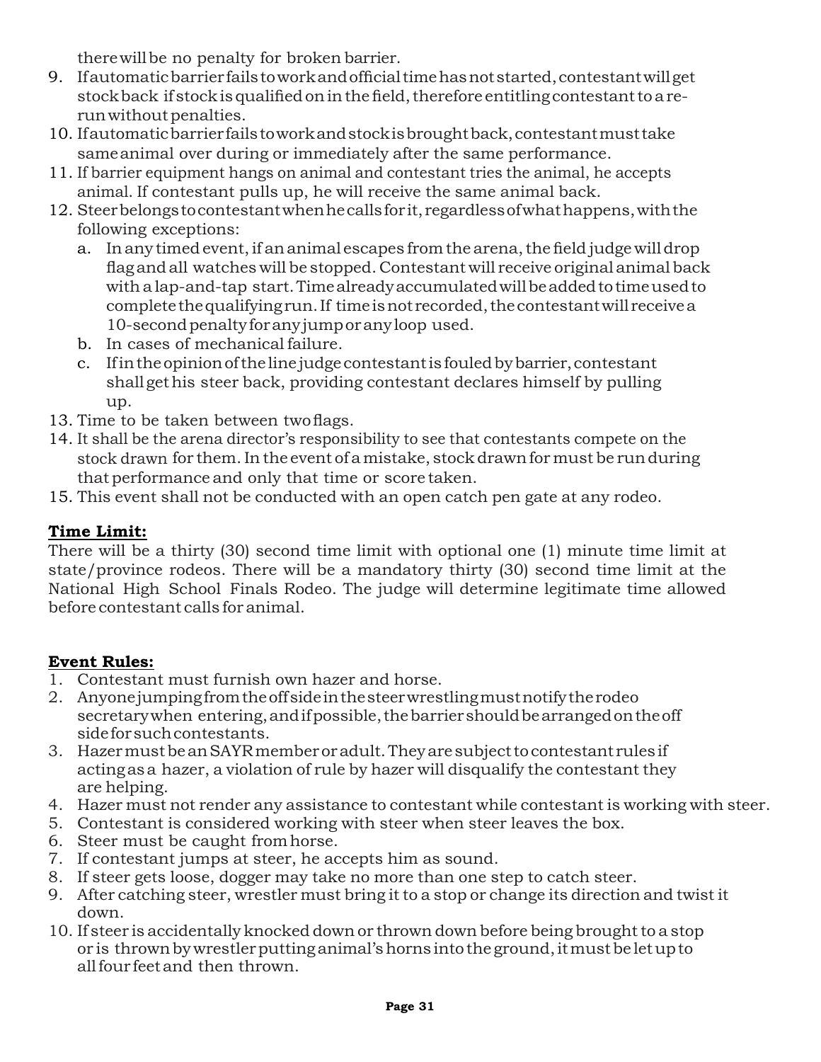there will be no penalty for broken barrier.

9. If automatic barrier fails to work and official time has not started, contestant will get stock back if stock is qualified on in the field, therefore entitling contestant to a re-run without penalties.
10. If automatic barrier fails to work and stock is brought back, contestant must take same animal over during or immediately after the same performance.
11. If barrier equipment hangs on animal and contestant tries the animal, he accepts animal. If contestant pulls up, he will receive the same animal back.
12. Steer belongs to contestant when he calls for it, regardless of what happens, with the following exceptions:
    a. In any timed event, if an animal escapes from the arena, the field judge will drop flag and all watches will be stopped. Contestant will receive original animal back with a lap-and-tap start. Time already accumulated will be added to time used to complete the qualifying run. If time is not recorded, the contestant will receive a 10-second penalty for any jump or any loop used.
    b. In cases of mechanical failure.
    c. If in the opinion of the line judge contestant is fouled by barrier, contestant shall get his steer back, providing contestant declares himself by pulling up.
13. Time to be taken between two flags.
14. It shall be the arena director's responsibility to see that contestants compete on the stock drawn for them. In the event of a mistake, stock drawn for must be run during that performance and only that time or score taken.
15. This event shall not be conducted with an open catch pen gate at any rodeo.

**Time Limit:**

There will be a thirty (30) second time limit with optional one (1) minute time limit at state/province rodeos. There will be a mandatory thirty (30) second time limit at the National High School Finals Rodeo. The judge will determine legitimate time allowed before contestant calls for animal.

**Event Rules:**

1. Contestant must furnish own hazer and horse.
2. Anyone jumping from the off side in the steer wrestling must notify the rodeo secretary when entering, and if possible, the barrier should be arranged on the off side for such contestants.
3. Hazer must be an SAYR member or adult. They are subject to contestant rules if acting as a hazer, a violation of rule by hazer will disqualify the contestant they are helping.
4. Hazer must not render any assistance to contestant while contestant is working with steer.
5. Contestant is considered working with steer when steer leaves the box.
6. Steer must be caught from horse.
7. If contestant jumps at steer, he accepts him as sound.
8. If steer gets loose, dogger may take no more than one step to catch steer.
9. After catching steer, wrestler must bring it to a stop or change its direction and twist it down.
10. If steer is accidentally knocked down or thrown down before being brought to a stop or is thrown by wrestler putting animal's horns into the ground, it must be let up to all four feet and then thrown.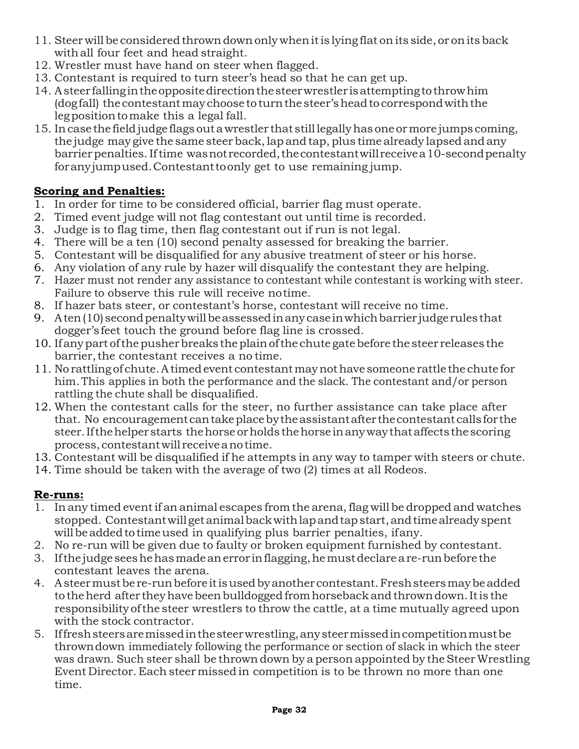11. Steer will be considered thrown down only when it is lying flat on its side, or on its back with all four feet and head straight.
12. Wrestler must have hand on steer when flagged.
13. Contestant is required to turn steer's head so that he can get up.
14. A steer falling in the opposite direction the steer wrestler is attempting to throw him (dog fall) the contestant may choose to turn the steer's head to correspond with the leg position to make this a legal fall.
15. In case the field judge flags out a wrestler that still legally has one or more jumps coming, the judge may give the same steer back, lap and tap, plus time already lapsed and any barrier penalties. If time was not recorded, the contestant will receive a 10-second penalty for any jump used. Contestant to only get to use remaining jump.

**Scoring and Penalties:**

1. In order for time to be considered official, barrier flag must operate.
2. Timed event judge will not flag contestant out until time is recorded.
3. Judge is to flag time, then flag contestant out if run is not legal.
4. There will be a ten (10) second penalty assessed for breaking the barrier.
5. Contestant will be disqualified for any abusive treatment of steer or his horse.
6. Any violation of any rule by hazer will disqualify the contestant they are helping.
7. Hazer must not render any assistance to contestant while contestant is working with steer. Failure to observe this rule will receive no time.
8. If hazer bats steer, or contestant's horse, contestant will receive no time.
9. A ten (10) second penalty will be assessed in any case in which barrier judge rules that dogger's feet touch the ground before flag line is crossed.
10. If any part of the pusher breaks the plain of the chute gate before the steer releases the barrier, the contestant receives a no time.
11. No rattling of chute. A timed event contestant may not have someone rattle the chute for him. This applies in both the performance and the slack. The contestant and/or person rattling the chute shall be disqualified.
12. When the contestant calls for the steer, no further assistance can take place after that. No encouragement can take place by the assistant after the contestant calls for the steer. If the helper starts the horse or holds the horse in any way that affects the scoring process, contestant will receive a no time.
13. Contestant will be disqualified if he attempts in any way to tamper with steers or chute.
14. Time should be taken with the average of two (2) times at all Rodeos.

**Re-runs:**

1. In any timed event if an animal escapes from the arena, flag will be dropped and watches stopped. Contestant will get animal back with lap and tap start, and time already spent will be added to time used in qualifying plus barrier penalties, if any.
2. No re-run will be given due to faulty or broken equipment furnished by contestant.
3. If the judge sees he has made an error in flagging, he must declare a re-run before the contestant leaves the arena.
4. A steer must be re-run before it is used by another contestant. Fresh steers may be added to the herd after they have been bulldogged from horseback and thrown down. It is the responsibility of the steer wrestlers to throw the cattle, at a time mutually agreed upon with the stock contractor.
5. If fresh steers are missed in the steer wrestling, any steer missed in competition must be thrown down immediately following the performance or section of slack in which the steer was drawn. Such steer shall be thrown down by a person appointed by the Steer Wrestling Event Director. Each steer missed in competition is to be thrown no more than one time.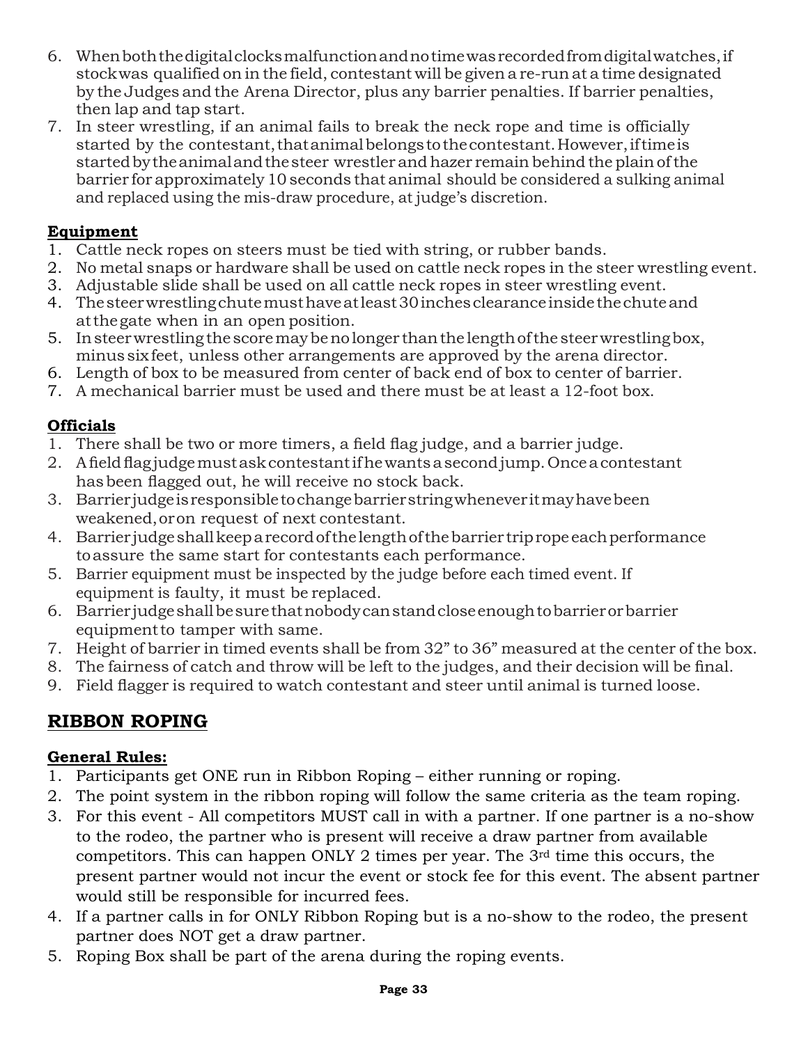6. When both the digital clocks malfunction and no time was recorded from digital watches, if stock was qualified on in the field, contestant will be given a re-run at a time designated by the Judges and the Arena Director, plus any barrier penalties. If barrier penalties, then lap and tap start.
7. In steer wrestling, if an animal fails to break the neck rope and time is officially started by the contestant, that animal belongs to the contestant. However, if time is started by the animal and the steer wrestler and hazer remain behind the plain of the barrier for approximately 10 seconds that animal should be considered a sulking animal and replaced using the mis-draw procedure, at judge's discretion.

**Equipment**

1. Cattle neck ropes on steers must be tied with string, or rubber bands.
2. No metal snaps or hardware shall be used on cattle neck ropes in the steer wrestling event.
3. Adjustable slide shall be used on all cattle neck ropes in steer wrestling event.
4. The steer wrestling chute must have at least 30 inches clearance inside the chute and at the gate when in an open position.
5. In steer wrestling the score may be no longer than the length of the steer wrestling box, minus six feet, unless other arrangements are approved by the arena director.
6. Length of box to be measured from center of back end of box to center of barrier.
7. A mechanical barrier must be used and there must be at least a 12-foot box.

**Officials**

1. There shall be two or more timers, a field flag judge, and a barrier judge.
2. A field flag judge must ask contestant if he wants a second jump. Once a contestant has been flagged out, he will receive no stock back.
3. Barrier judge is responsible to change barrier string whenever it may have been weakened, or on request of next contestant.
4. Barrier judge shall keep a record of the length of the barrier trip rope each performance to assure the same start for contestants each performance.
5. Barrier equipment must be inspected by the judge before each timed event. If equipment is faulty, it must be replaced.
6. Barrier judge shall be sure that nobody can stand close enough to barrier or barrier equipment to tamper with same.
7. Height of barrier in timed events shall be from 32" to 36" measured at the center of the box.
8. The fairness of catch and throw will be left to the judges, and their decision will be final.
9. Field flagger is required to watch contestant and steer until animal is turned loose.

## RIBBON ROPING

**General Rules:**

1. Participants get ONE run in Ribbon Roping – either running or roping.
2. The point system in the ribbon roping will follow the same criteria as the team roping.
3. For this event - All competitors MUST call in with a partner. If one partner is a no-show to the rodeo, the partner who is present will receive a draw partner from available competitors. This can happen ONLY 2 times per year. The 3rd time this occurs, the present partner would not incur the event or stock fee for this event. The absent partner would still be responsible for incurred fees.
4. If a partner calls in for ONLY Ribbon Roping but is a no-show to the rodeo, the present partner does NOT get a draw partner.
5. Roping Box shall be part of the arena during the roping events.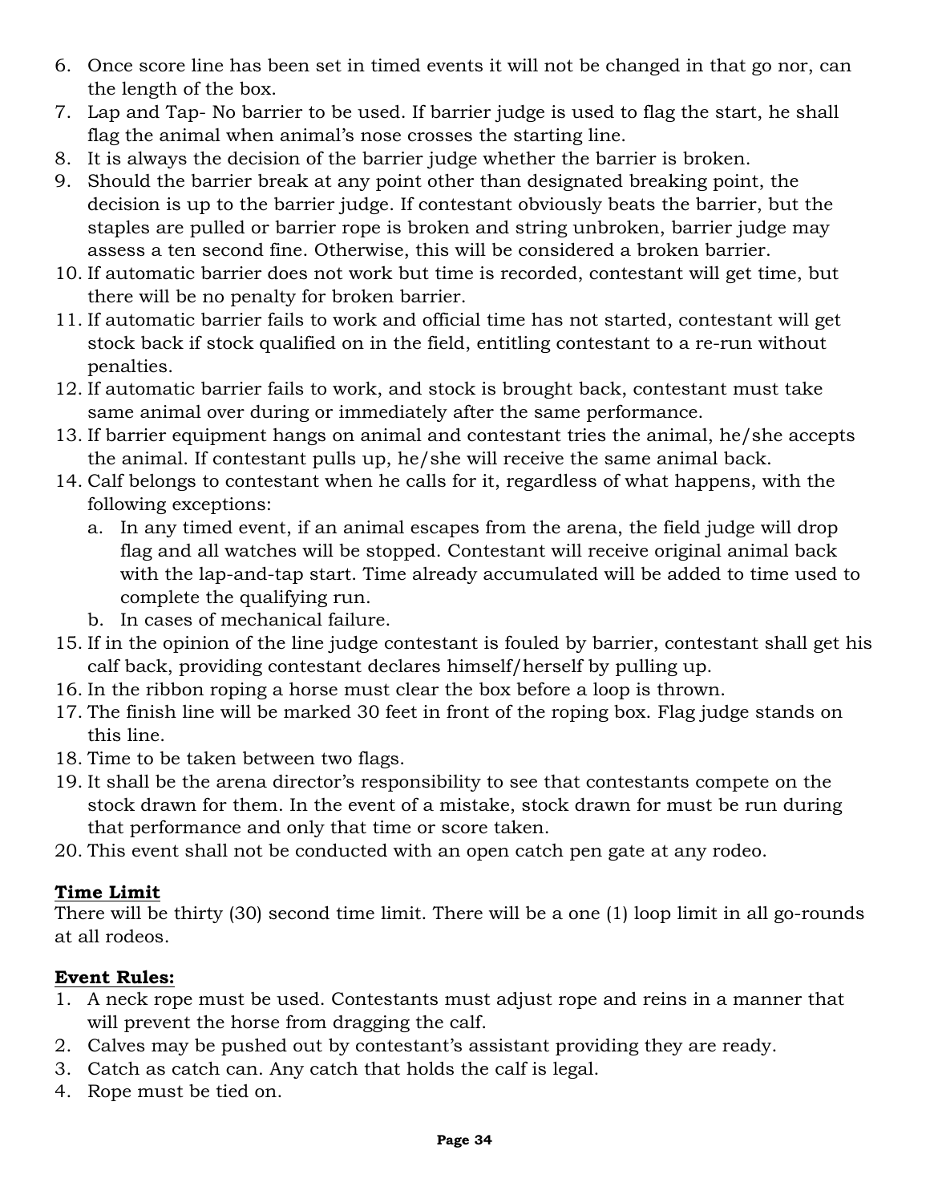6. Once score line has been set in timed events it will not be changed in that go nor, can the length of the box.
7. Lap and Tap- No barrier to be used. If barrier judge is used to flag the start, he shall flag the animal when animal's nose crosses the starting line.
8. It is always the decision of the barrier judge whether the barrier is broken.
9. Should the barrier break at any point other than designated breaking point, the decision is up to the barrier judge. If contestant obviously beats the barrier, but the staples are pulled or barrier rope is broken and string unbroken, barrier judge may assess a ten second fine. Otherwise, this will be considered a broken barrier.
10. If automatic barrier does not work but time is recorded, contestant will get time, but there will be no penalty for broken barrier.
11. If automatic barrier fails to work and official time has not started, contestant will get stock back if stock qualified on in the field, entitling contestant to a re-run without penalties.
12. If automatic barrier fails to work, and stock is brought back, contestant must take same animal over during or immediately after the same performance.
13. If barrier equipment hangs on animal and contestant tries the animal, he/she accepts the animal. If contestant pulls up, he/she will receive the same animal back.
14. Calf belongs to contestant when he calls for it, regardless of what happens, with the following exceptions:
    a. In any timed event, if an animal escapes from the arena, the field judge will drop flag and all watches will be stopped. Contestant will receive original animal back with the lap-and-tap start. Time already accumulated will be added to time used to complete the qualifying run.
    b. In cases of mechanical failure.
15. If in the opinion of the line judge contestant is fouled by barrier, contestant shall get his calf back, providing contestant declares himself/herself by pulling up.
16. In the ribbon roping a horse must clear the box before a loop is thrown.
17. The finish line will be marked 30 feet in front of the roping box. Flag judge stands on this line.
18. Time to be taken between two flags.
19. It shall be the arena director's responsibility to see that contestants compete on the stock drawn for them. In the event of a mistake, stock drawn for must be run during that performance and only that time or score taken.
20. This event shall not be conducted with an open catch pen gate at any rodeo.

**Time Limit**

There will be thirty (30) second time limit. There will be a one (1) loop limit in all go-rounds at all rodeos.

**Event Rules:**

1. A neck rope must be used. Contestants must adjust rope and reins in a manner that will prevent the horse from dragging the calf.
2. Calves may be pushed out by contestant's assistant providing they are ready.
3. Catch as catch can. Any catch that holds the calf is legal.
4. Rope must be tied on.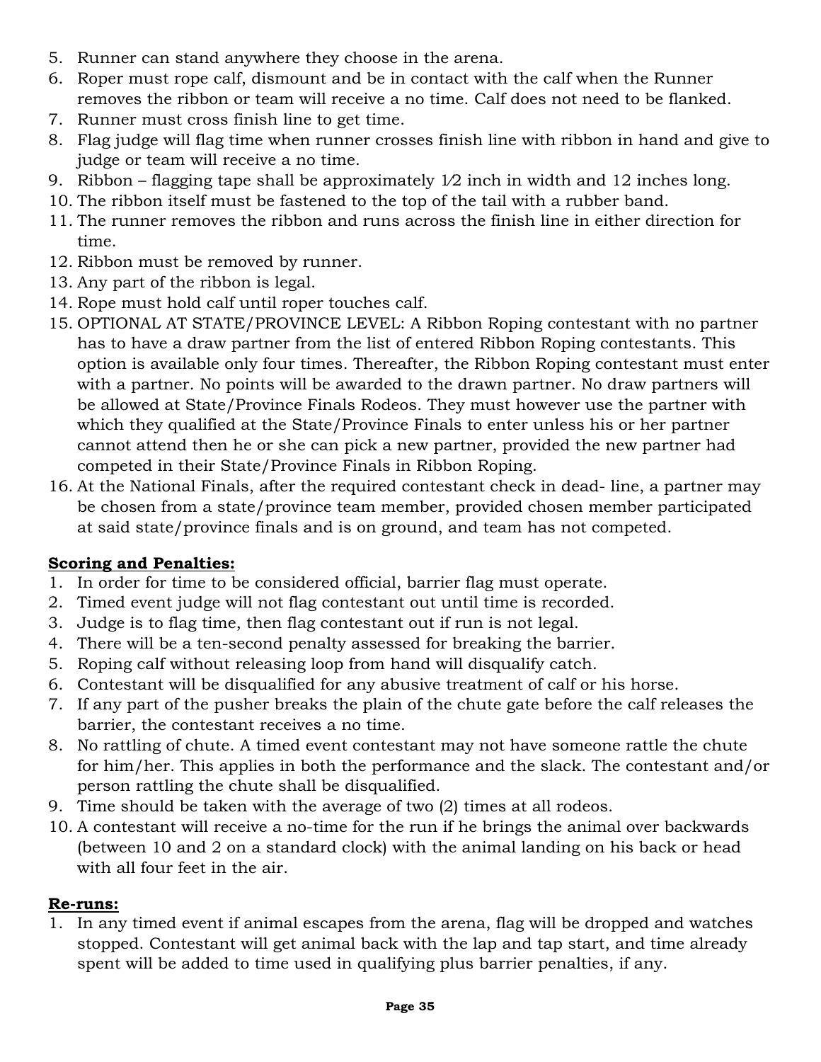5. Runner can stand anywhere they choose in the arena.
6. Roper must rope calf, dismount and be in contact with the calf when the Runner removes the ribbon or team will receive a no time. Calf does not need to be flanked.
7. Runner must cross finish line to get time.
8. Flag judge will flag time when runner crosses finish line with ribbon in hand and give to judge or team will receive a no time.
9. Ribbon – flagging tape shall be approximately 1⁄2 inch in width and 12 inches long.
10. The ribbon itself must be fastened to the top of the tail with a rubber band.
11. The runner removes the ribbon and runs across the finish line in either direction for time.
12. Ribbon must be removed by runner.
13. Any part of the ribbon is legal.
14. Rope must hold calf until roper touches calf.
15. OPTIONAL AT STATE/PROVINCE LEVEL: A Ribbon Roping contestant with no partner has to have a draw partner from the list of entered Ribbon Roping contestants. This option is available only four times. Thereafter, the Ribbon Roping contestant must enter with a partner. No points will be awarded to the drawn partner. No draw partners will be allowed at State/Province Finals Rodeos. They must however use the partner with which they qualified at the State/Province Finals to enter unless his or her partner cannot attend then he or she can pick a new partner, provided the new partner had competed in their State/Province Finals in Ribbon Roping.
16. At the National Finals, after the required contestant check in dead- line, a partner may be chosen from a state/province team member, provided chosen member participated at said state/province finals and is on ground, and team has not competed.

**Scoring and Penalties:**

1. In order for time to be considered official, barrier flag must operate.
2. Timed event judge will not flag contestant out until time is recorded.
3. Judge is to flag time, then flag contestant out if run is not legal.
4. There will be a ten-second penalty assessed for breaking the barrier.
5. Roping calf without releasing loop from hand will disqualify catch.
6. Contestant will be disqualified for any abusive treatment of calf or his horse.
7. If any part of the pusher breaks the plain of the chute gate before the calf releases the barrier, the contestant receives a no time.
8. No rattling of chute. A timed event contestant may not have someone rattle the chute for him/her. This applies in both the performance and the slack. The contestant and/or person rattling the chute shall be disqualified.
9. Time should be taken with the average of two (2) times at all rodeos.
10. A contestant will receive a no-time for the run if he brings the animal over backwards (between 10 and 2 on a standard clock) with the animal landing on his back or head with all four feet in the air.

**Re-runs:**

1. In any timed event if animal escapes from the arena, flag will be dropped and watches stopped. Contestant will get animal back with the lap and tap start, and time already spent will be added to time used in qualifying plus barrier penalties, if any.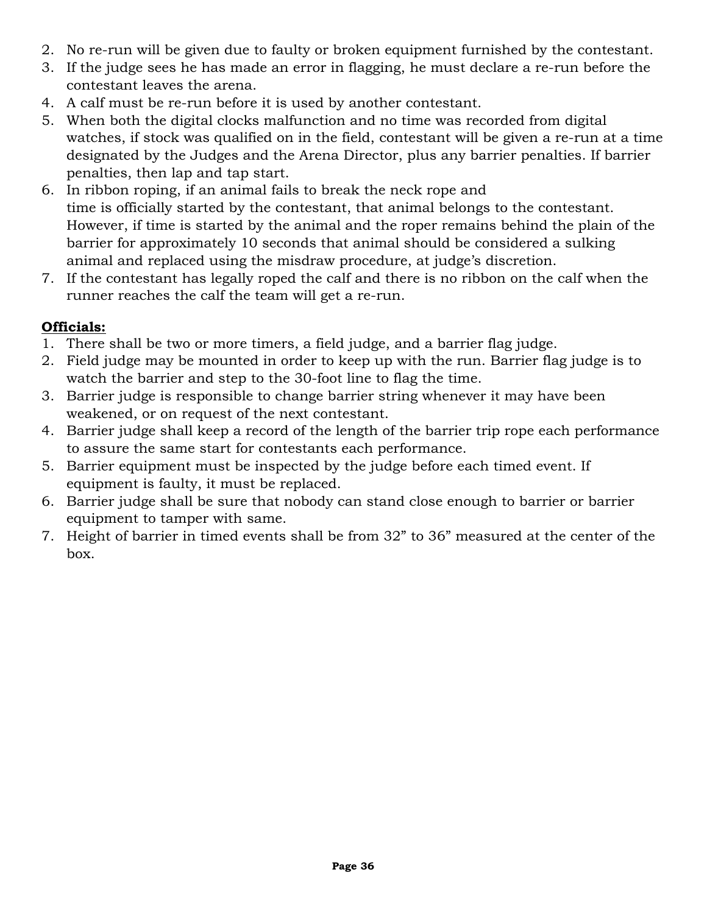2. No re-run will be given due to faulty or broken equipment furnished by the contestant.
3. If the judge sees he has made an error in flagging, he must declare a re-run before the contestant leaves the arena.
4. A calf must be re-run before it is used by another contestant.
5. When both the digital clocks malfunction and no time was recorded from digital watches, if stock was qualified on in the field, contestant will be given a re-run at a time designated by the Judges and the Arena Director, plus any barrier penalties. If barrier penalties, then lap and tap start.
6. In ribbon roping, if an animal fails to break the neck rope and time is officially started by the contestant, that animal belongs to the contestant. However, if time is started by the animal and the roper remains behind the plain of the barrier for approximately 10 seconds that animal should be considered a sulking animal and replaced using the misdraw procedure, at judge's discretion.
7. If the contestant has legally roped the calf and there is no ribbon on the calf when the runner reaches the calf the team will get a re-run.

**Officials:**

1. There shall be two or more timers, a field judge, and a barrier flag judge.
2. Field judge may be mounted in order to keep up with the run. Barrier flag judge is to watch the barrier and step to the 30-foot line to flag the time.
3. Barrier judge is responsible to change barrier string whenever it may have been weakened, or on request of the next contestant.
4. Barrier judge shall keep a record of the length of the barrier trip rope each performance to assure the same start for contestants each performance.
5. Barrier equipment must be inspected by the judge before each timed event. If equipment is faulty, it must be replaced.
6. Barrier judge shall be sure that nobody can stand close enough to barrier or barrier equipment to tamper with same.
7. Height of barrier in timed events shall be from 32" to 36" measured at the center of the box.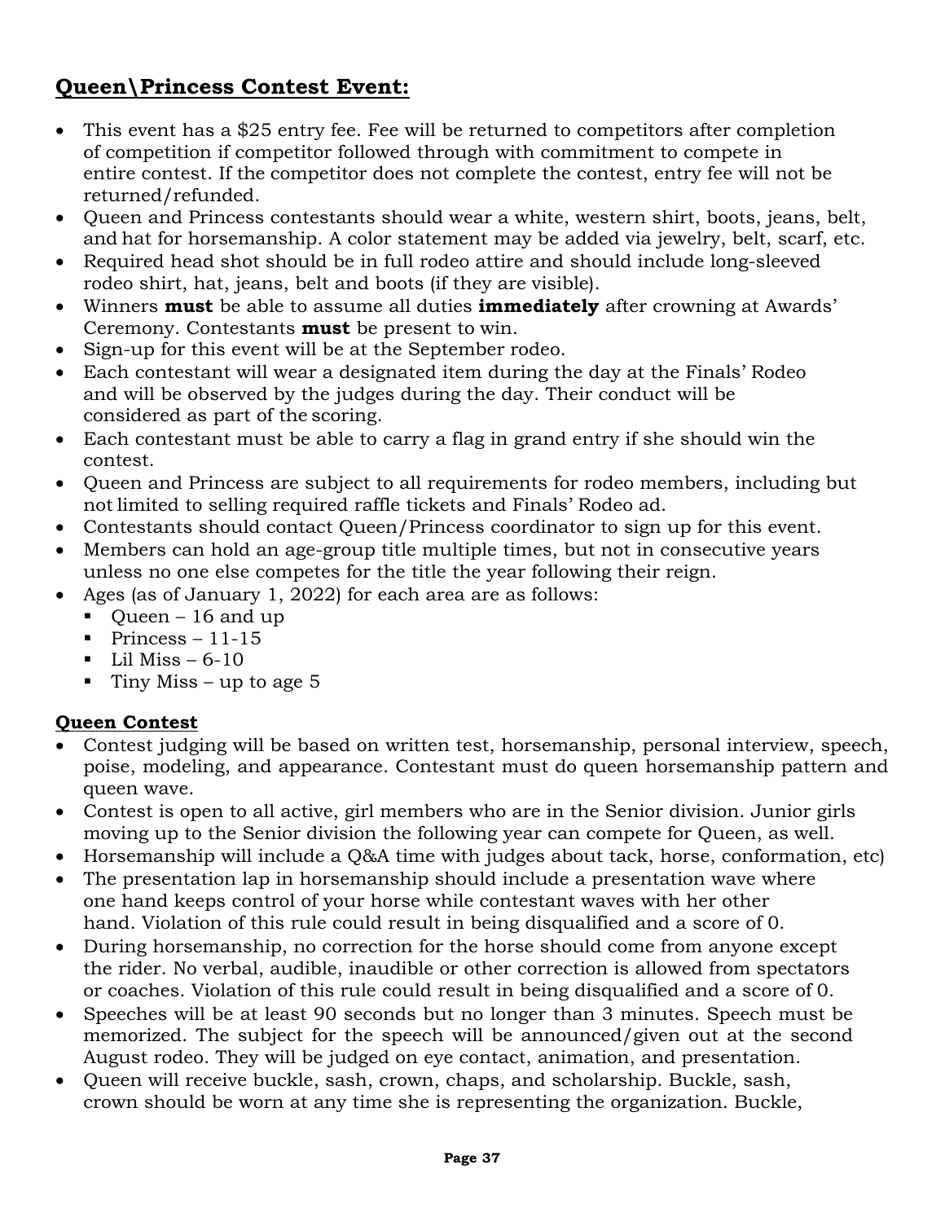## **Queen\Princess Contest Event:**

- This event has a $25 entry fee. Fee will be returned to competitors after completion of competition if competitor followed through with commitment to compete in entire contest. If the competitor does not complete the contest, entry fee will not be returned/refunded.
- Queen and Princess contestants should wear a white, western shirt, boots, jeans, belt, and hat for horsemanship. A color statement may be added via jewelry, belt, scarf, etc.
- Required head shot should be in full rodeo attire and should include long-sleeved rodeo shirt, hat, jeans, belt and boots (if they are visible).
- Winners **must** be able to assume all duties **immediately** after crowning at Awards' Ceremony. Contestants **must** be present to win.
- Sign-up for this event will be at the September rodeo.
- Each contestant will wear a designated item during the day at the Finals' Rodeo and will be observed by the judges during the day. Their conduct will be considered as part of the scoring.
- Each contestant must be able to carry a flag in grand entry if she should win the contest.
- Queen and Princess are subject to all requirements for rodeo members, including but not limited to selling required raffle tickets and Finals' Rodeo ad.
- Contestants should contact Queen/Princess coordinator to sign up for this event.
- Members can hold an age-group title multiple times, but not in consecutive years unless no one else competes for the title the year following their reign.
- Ages (as of January 1, 2022) for each area are as follows:
  - Queen – 16 and up
  - Princess – 11-15
  - Lil Miss – 6-10
  - Tiny Miss – up to age 5

### **Queen Contest**

- Contest judging will be based on written test, horsemanship, personal interview, speech, poise, modeling, and appearance. Contestant must do queen horsemanship pattern and queen wave.
- Contest is open to all active, girl members who are in the Senior division. Junior girls moving up to the Senior division the following year can compete for Queen, as well.
- Horsemanship will include a Q&A time with judges about tack, horse, conformation, etc)
- The presentation lap in horsemanship should include a presentation wave where one hand keeps control of your horse while contestant waves with her other hand. Violation of this rule could result in being disqualified and a score of 0.
- During horsemanship, no correction for the horse should come from anyone except the rider. No verbal, audible, inaudible or other correction is allowed from spectators or coaches. Violation of this rule could result in being disqualified and a score of 0.
- Speeches will be at least 90 seconds but no longer than 3 minutes. Speech must be memorized. The subject for the speech will be announced/given out at the second August rodeo. They will be judged on eye contact, animation, and presentation.
- Queen will receive buckle, sash, crown, chaps, and scholarship. Buckle, sash, crown should be worn at any time she is representing the organization. Buckle,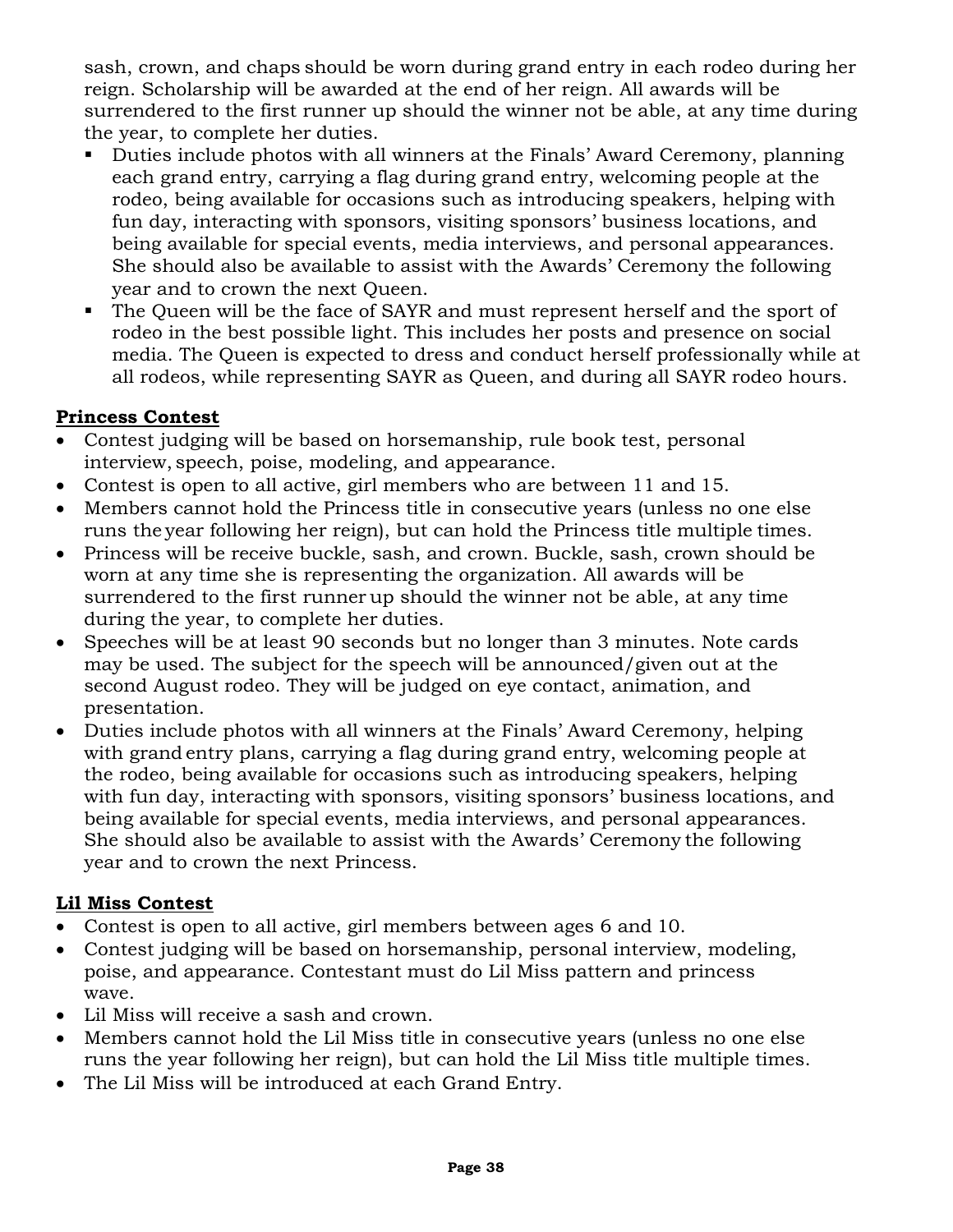sash, crown, and chaps should be worn during grand entry in each rodeo during her reign. Scholarship will be awarded at the end of her reign. All awards will be surrendered to the first runner up should the winner not be able, at any time during the year, to complete her duties.

- Duties include photos with all winners at the Finals' Award Ceremony, planning each grand entry, carrying a flag during grand entry, welcoming people at the rodeo, being available for occasions such as introducing speakers, helping with fun day, interacting with sponsors, visiting sponsors' business locations, and being available for special events, media interviews, and personal appearances. She should also be available to assist with the Awards' Ceremony the following year and to crown the next Queen.
- The Queen will be the face of SAYR and must represent herself and the sport of rodeo in the best possible light. This includes her posts and presence on social media. The Queen is expected to dress and conduct herself professionally while at all rodeos, while representing SAYR as Queen, and during all SAYR rodeo hours.

**Princess Contest**

- Contest judging will be based on horsemanship, rule book test, personal interview, speech, poise, modeling, and appearance.
- Contest is open to all active, girl members who are between 11 and 15.
- Members cannot hold the Princess title in consecutive years (unless no one else runs the year following her reign), but can hold the Princess title multiple times.
- Princess will be receive buckle, sash, and crown. Buckle, sash, crown should be worn at any time she is representing the organization. All awards will be surrendered to the first runner up should the winner not be able, at any time during the year, to complete her duties.
- Speeches will be at least 90 seconds but no longer than 3 minutes. Note cards may be used. The subject for the speech will be announced/given out at the second August rodeo. They will be judged on eye contact, animation, and presentation.
- Duties include photos with all winners at the Finals' Award Ceremony, helping with grand entry plans, carrying a flag during grand entry, welcoming people at the rodeo, being available for occasions such as introducing speakers, helping with fun day, interacting with sponsors, visiting sponsors' business locations, and being available for special events, media interviews, and personal appearances. She should also be available to assist with the Awards' Ceremony the following year and to crown the next Princess.

**Lil Miss Contest**

- Contest is open to all active, girl members between ages 6 and 10.
- Contest judging will be based on horsemanship, personal interview, modeling, poise, and appearance. Contestant must do Lil Miss pattern and princess wave.
- Lil Miss will receive a sash and crown.
- Members cannot hold the Lil Miss title in consecutive years (unless no one else runs the year following her reign), but can hold the Lil Miss title multiple times.
- The Lil Miss will be introduced at each Grand Entry.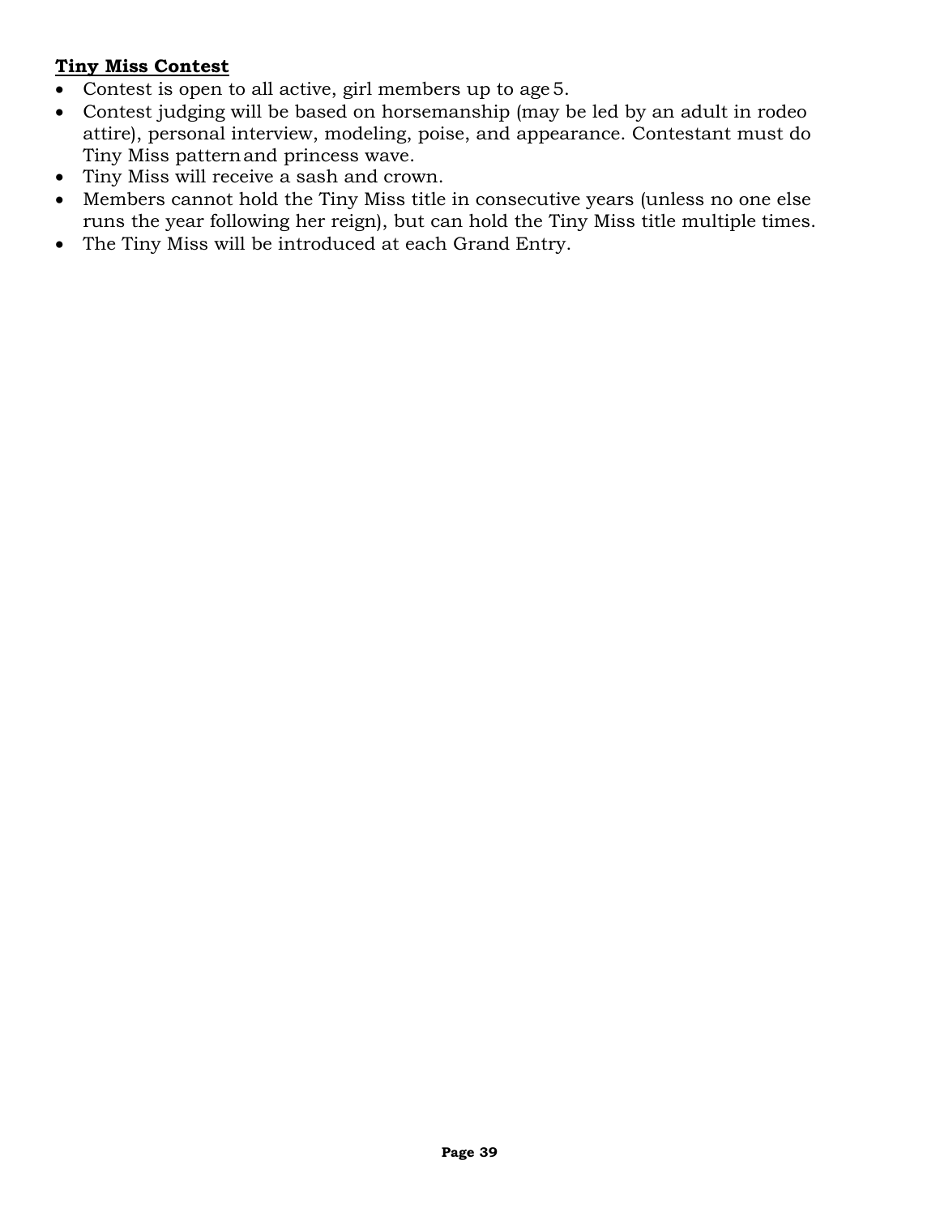**Tiny Miss Contest**

- Contest is open to all active, girl members up to age 5.
- Contest judging will be based on horsemanship (may be led by an adult in rodeo attire), personal interview, modeling, poise, and appearance. Contestant must do Tiny Miss pattern and princess wave.
- Tiny Miss will receive a sash and crown.
- Members cannot hold the Tiny Miss title in consecutive years (unless no one else runs the year following her reign), but can hold the Tiny Miss title multiple times.
- The Tiny Miss will be introduced at each Grand Entry.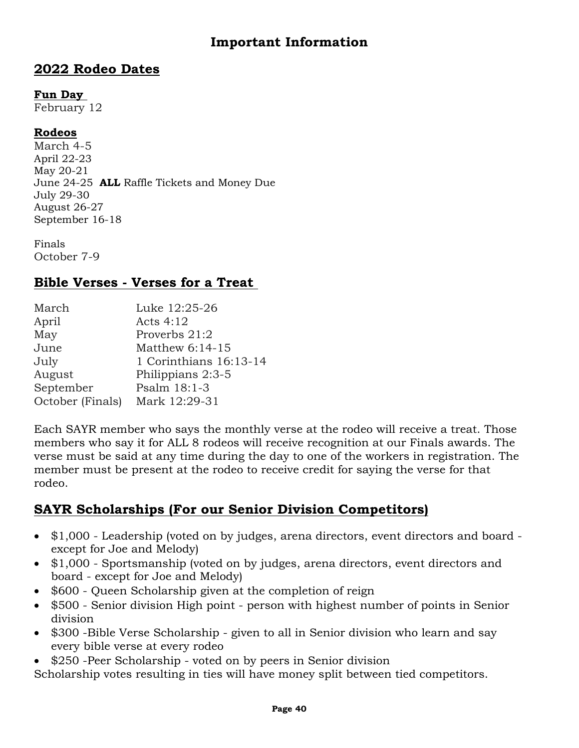# Important Information

## 2022 Rodeo Dates

### Fun Day

February 12

### Rodeos

March 4-5
April 22-23
May 20-21
June 24-25 **ALL** Raffle Tickets and Money Due
July 29-30
August 26-27
September 16-18

Finals
October 7-9

## Bible Verses - Verses for a Treat

| | |
|---|---|
| March | Luke 12:25-26 |
| April | Acts 4:12 |
| May | Proverbs 21:2 |
| June | Matthew 6:14-15 |
| July | 1 Corinthians 16:13-14 |
| August | Philippians 2:3-5 |
| September | Psalm 18:1-3 |
| October (Finals) | Mark 12:29-31 |

Each SAYR member who says the monthly verse at the rodeo will receive a treat. Those members who say it for ALL 8 rodeos will receive recognition at our Finals awards. The verse must be said at any time during the day to one of the workers in registration. The member must be present at the rodeo to receive credit for saying the verse for that rodeo.

## SAYR Scholarships (For our Senior Division Competitors)

- $1,000 - Leadership (voted on by judges, arena directors, event directors and board - except for Joe and Melody)
- $1,000 - Sportsmanship (voted on by judges, arena directors, event directors and board - except for Joe and Melody)
- $600 - Queen Scholarship given at the completion of reign
- $500 - Senior division High point - person with highest number of points in Senior division
- $300 -Bible Verse Scholarship - given to all in Senior division who learn and say every bible verse at every rodeo
- $250 -Peer Scholarship - voted on by peers in Senior division

Scholarship votes resulting in ties will have money split between tied competitors.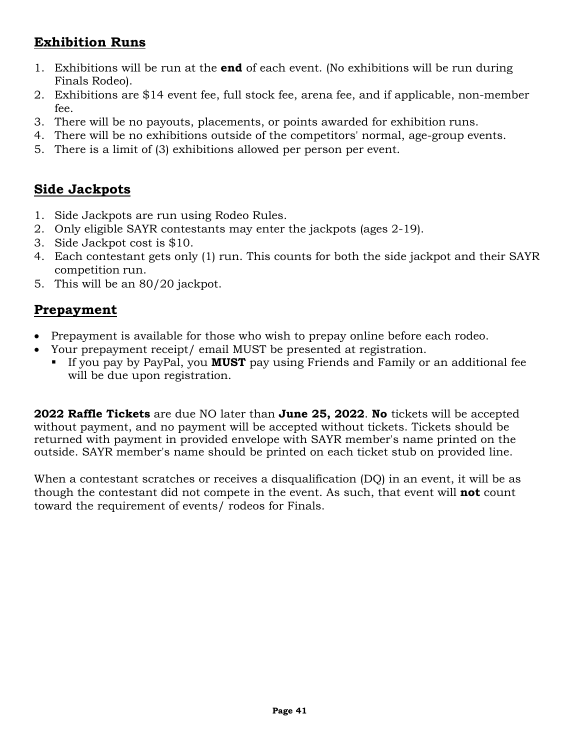## **Exhibition Runs**

1. Exhibitions will be run at the **end** of each event. (No exhibitions will be run during Finals Rodeo).
2. Exhibitions are $14 event fee, full stock fee, arena fee, and if applicable, non-member fee.
3. There will be no payouts, placements, or points awarded for exhibition runs.
4. There will be no exhibitions outside of the competitors' normal, age-group events.
5. There is a limit of (3) exhibitions allowed per person per event.

## **Side Jackpots**

1. Side Jackpots are run using Rodeo Rules.
2. Only eligible SAYR contestants may enter the jackpots (ages 2-19).
3. Side Jackpot cost is $10.
4. Each contestant gets only (1) run. This counts for both the side jackpot and their SAYR competition run.
5. This will be an 80/20 jackpot.

## **Prepayment**

- Prepayment is available for those who wish to prepay online before each rodeo.
- Your prepayment receipt/ email MUST be presented at registration.
  - If you pay by PayPal, you **MUST** pay using Friends and Family or an additional fee will be due upon registration.

**2022 Raffle Tickets** are due NO later than **June 25, 2022**. **No** tickets will be accepted without payment, and no payment will be accepted without tickets. Tickets should be returned with payment in provided envelope with SAYR member's name printed on the outside. SAYR member's name should be printed on each ticket stub on provided line.

When a contestant scratches or receives a disqualification (DQ) in an event, it will be as though the contestant did not compete in the event. As such, that event will **not** count toward the requirement of events/ rodeos for Finals.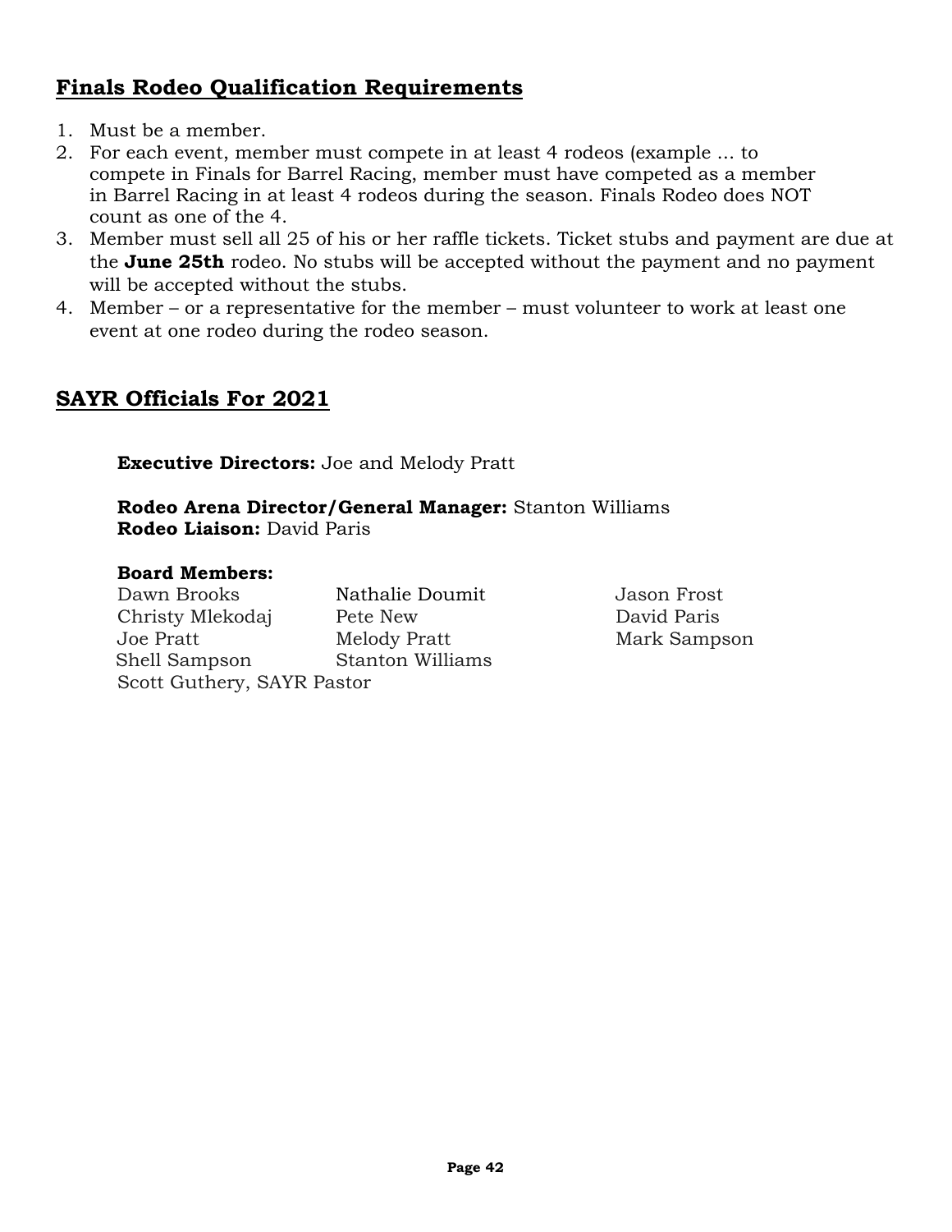## Finals Rodeo Qualification Requirements

1. Must be a member.
2. For each event, member must compete in at least 4 rodeos (example … to compete in Finals for Barrel Racing, member must have competed as a member in Barrel Racing in at least 4 rodeos during the season. Finals Rodeo does NOT count as one of the 4.
3. Member must sell all 25 of his or her raffle tickets. Ticket stubs and payment are due at the **June 25th** rodeo. No stubs will be accepted without the payment and no payment will be accepted without the stubs.
4. Member – or a representative for the member – must volunteer to work at least one event at one rodeo during the rodeo season.

## SAYR Officials For 2021

**Executive Directors:** Joe and Melody Pratt

**Rodeo Arena Director/General Manager:** Stanton Williams
**Rodeo Liaison:** David Paris

**Board Members:**

| | | |
|---|---|---|
| Dawn Brooks | Nathalie Doumit | Jason Frost |
| Christy Mlekodaj | Pete New | David Paris |
| Joe Pratt | Melody Pratt | Mark Sampson |
| Shell Sampson | Stanton Williams | |

Scott Guthery, SAYR Pastor